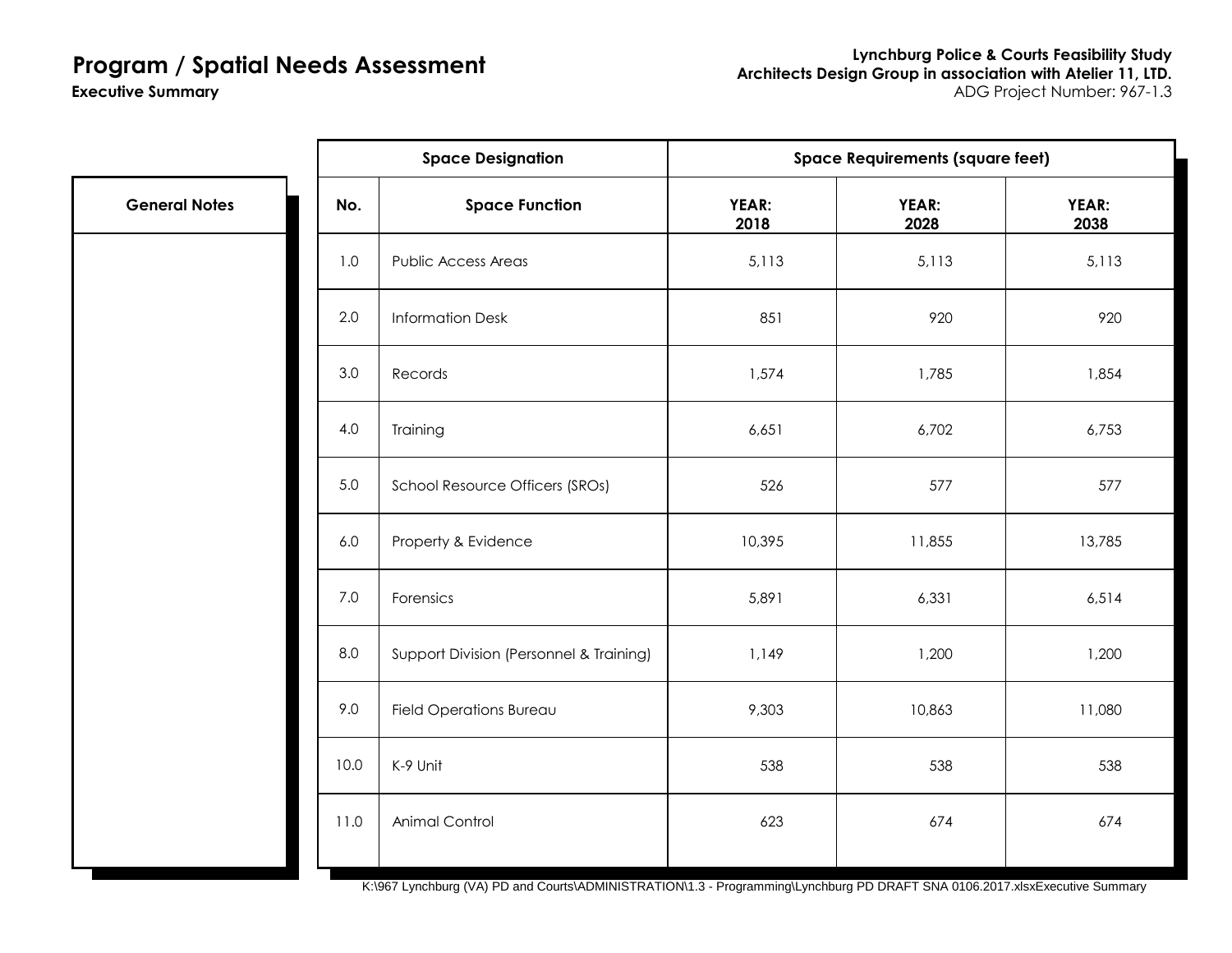# Program / Spatial Needs Assessment

**Executive Summary**

**Lynchburg Police & Courts Feasibility Study**
**Architects Design Group in association with Atelier 11, LTD.**
ADG Project Number: 967-1.3

| General Notes |
| --- |
| |

| Space Designation | | Space Requirements (square feet) | | |
| --- | --- | --- | --- | --- |
| **No.** | **Space Function** | **YEAR: 2018** | **YEAR: 2028** | **YEAR: 2038** |
| 1.0 | Public Access Areas | 5,113 | 5,113 | 5,113 |
| 2.0 | Information Desk | 851 | 920 | 920 |
| 3.0 | Records | 1,574 | 1,785 | 1,854 |
| 4.0 | Training | 6,651 | 6,702 | 6,753 |
| 5.0 | School Resource Officers (SROs) | 526 | 577 | 577 |
| 6.0 | Property & Evidence | 10,395 | 11,855 | 13,785 |
| 7.0 | Forensics | 5,891 | 6,331 | 6,514 |
| 8.0 | Support Division (Personnel & Training) | 1,149 | 1,200 | 1,200 |
| 9.0 | Field Operations Bureau | 9,303 | 10,863 | 11,080 |
| 10.0 | K-9 Unit | 538 | 538 | 538 |
| 11.0 | Animal Control | 623 | 674 | 674 |

K:\967 Lynchburg (VA) PD and Courts\ADMINISTRATION\1.3 - Programming\Lynchburg PD DRAFT SNA 0106.2017.xlsxExecutive Summary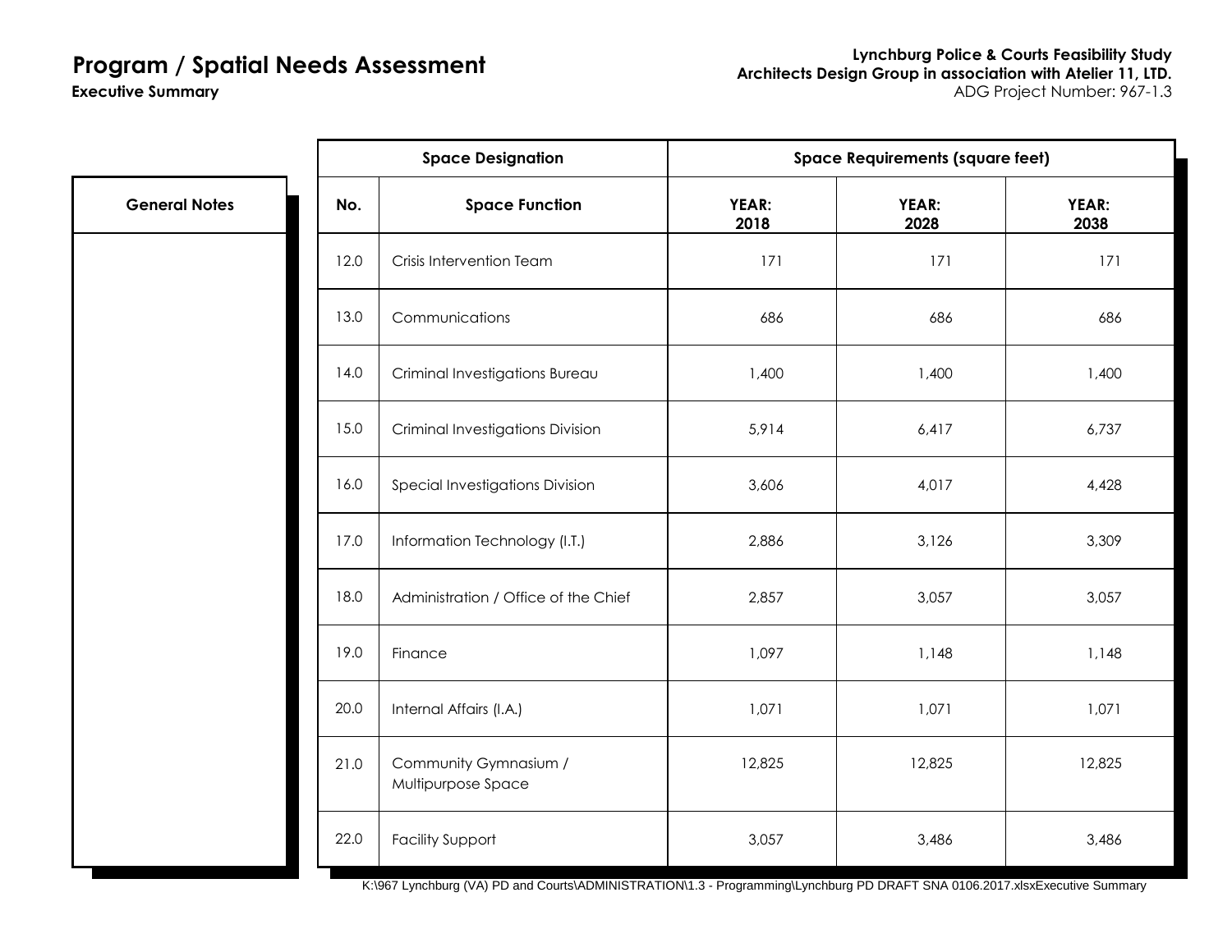# Program / Spatial Needs Assessment

**Executive Summary**

**Lynchburg Police & Courts Feasibility Study**
**Architects Design Group in association with Atelier 11, LTD.**
ADG Project Number: 967-1.3

| General Notes |
| --- |
| |

| Space Designation | | Space Requirements (square feet) | | |
| --- | --- | --- | --- | --- |
| **No.** | **Space Function** | **YEAR: 2018** | **YEAR: 2028** | **YEAR: 2038** |
| 12.0 | Crisis Intervention Team | 171 | 171 | 171 |
| 13.0 | Communications | 686 | 686 | 686 |
| 14.0 | Criminal Investigations Bureau | 1,400 | 1,400 | 1,400 |
| 15.0 | Criminal Investigations Division | 5,914 | 6,417 | 6,737 |
| 16.0 | Special Investigations Division | 3,606 | 4,017 | 4,428 |
| 17.0 | Information Technology (I.T.) | 2,886 | 3,126 | 3,309 |
| 18.0 | Administration / Office of the Chief | 2,857 | 3,057 | 3,057 |
| 19.0 | Finance | 1,097 | 1,148 | 1,148 |
| 20.0 | Internal Affairs (I.A.) | 1,071 | 1,071 | 1,071 |
| 21.0 | Community Gymnasium / Multipurpose Space | 12,825 | 12,825 | 12,825 |
| 22.0 | Facility Support | 3,057 | 3,486 | 3,486 |

K:\967 Lynchburg (VA) PD and Courts\ADMINISTRATION\1.3 - Programming\Lynchburg PD DRAFT SNA 0106.2017.xlsxExecutive Summary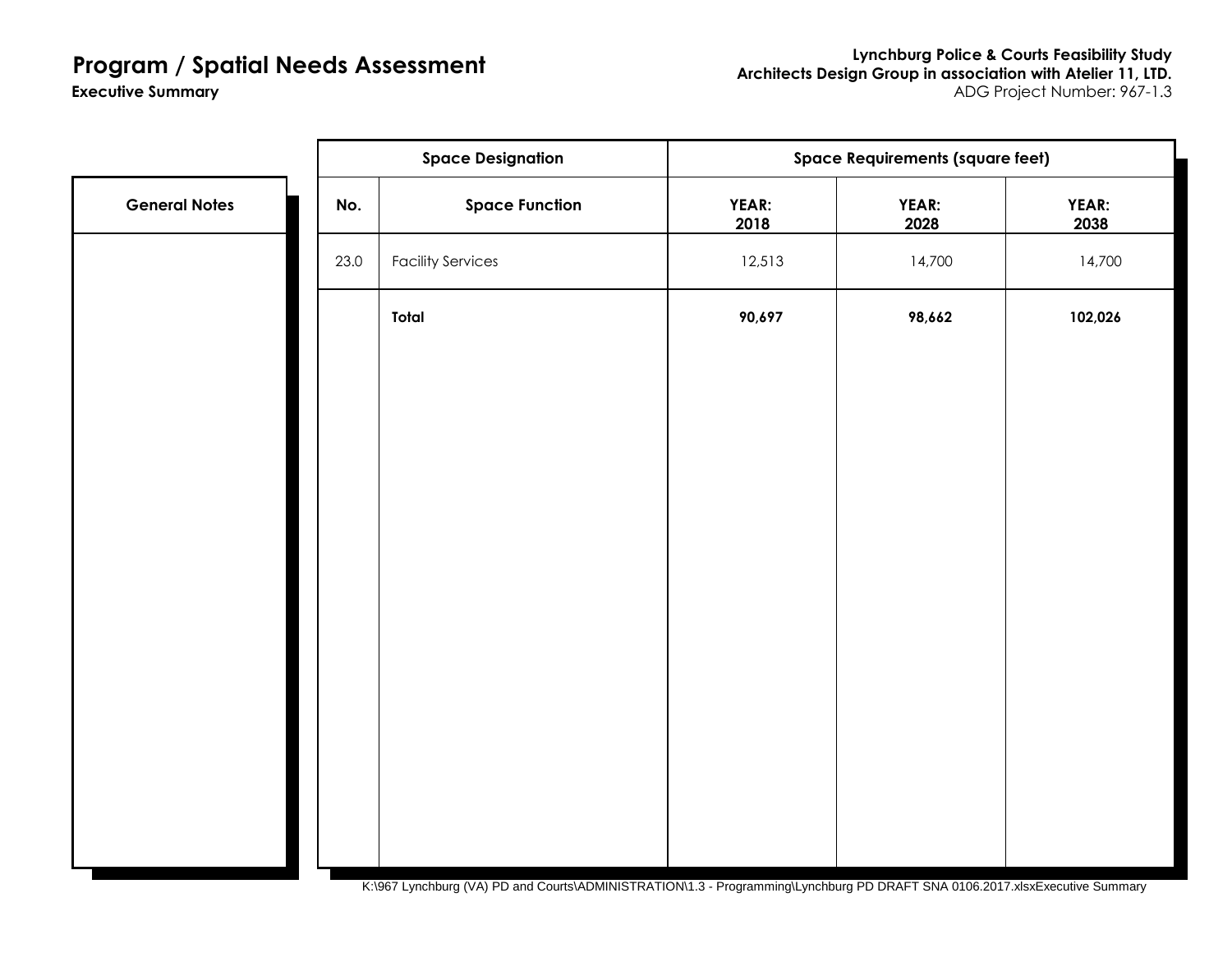# Program / Spatial Needs Assessment

**Executive Summary**

| General Notes |
| --- |
| |

| Space Designation | | Space Requirements (square feet) | | |
| --- | --- | --- | --- | --- |
| **No.** | **Space Function** | **YEAR: 2018** | **YEAR: 2028** | **YEAR: 2038** |
| 23.0 | Facility Services | 12,513 | 14,700 | 14,700 |
| | **Total** | **90,697** | **98,662** | **102,026** |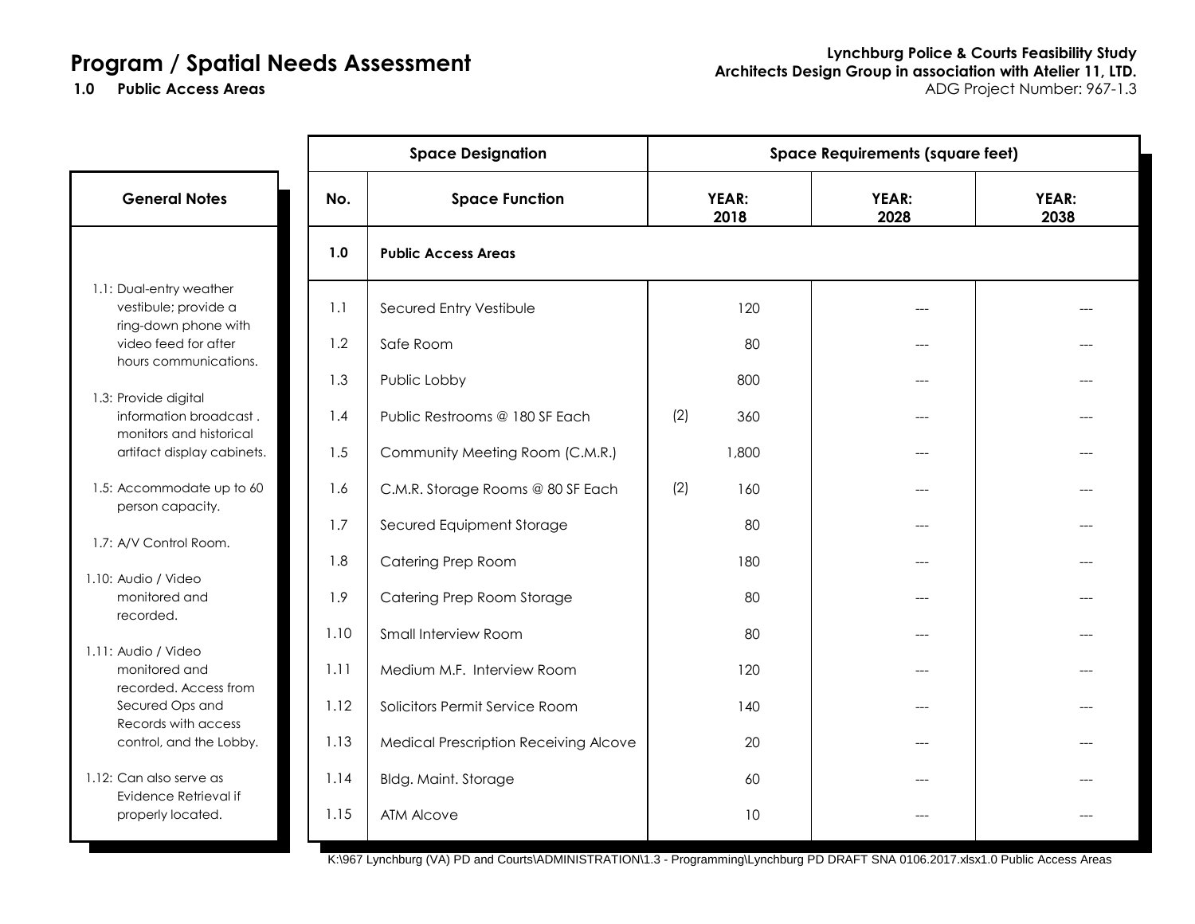# Program / Spatial Needs Assessment

**1.0 Public Access Areas**

**Lynchburg Police & Courts Feasibility Study**
**Architects Design Group in association with Atelier 11, LTD.**
ADG Project Number: 967-1.3

## General Notes

- 1.1: Dual-entry weather vestibule; provide a ring-down phone with video feed for after hours communications.
- 1.3: Provide digital information broadcast . monitors and historical artifact display cabinets.
- 1.5: Accommodate up to 60 person capacity.
- 1.7: A/V Control Room.
- 1.10: Audio / Video monitored and recorded.
- 1.11: Audio / Video monitored and recorded. Access from Secured Ops and Records with access control, and the Lobby.
- 1.12: Can also serve as Evidence Retrieval if properly located.

| Space Designation | | Space Requirements (square feet) | | |
|---|---|---|---|---|
| **No.** | **Space Function** | **YEAR: 2018** | **YEAR: 2028** | **YEAR: 2038** |
| **1.0** | **Public Access Areas** | | | |
| 1.1 | Secured Entry Vestibule | 120 | --- | --- |
| 1.2 | Safe Room | 80 | --- | --- |
| 1.3 | Public Lobby | 800 | --- | --- |
| 1.4 | Public Restrooms @ 180 SF Each | (2) 360 | --- | --- |
| 1.5 | Community Meeting Room (C.M.R.) | 1,800 | --- | --- |
| 1.6 | C.M.R. Storage Rooms @ 80 SF Each | (2) 160 | --- | --- |
| 1.7 | Secured Equipment Storage | 80 | --- | --- |
| 1.8 | Catering Prep Room | 180 | --- | --- |
| 1.9 | Catering Prep Room Storage | 80 | --- | --- |
| 1.10 | Small Interview Room | 80 | --- | --- |
| 1.11 | Medium M.F. Interview Room | 120 | --- | --- |
| 1.12 | Solicitors Permit Service Room | 140 | --- | --- |
| 1.13 | Medical Prescription Receiving Alcove | 20 | --- | --- |
| 1.14 | Bldg. Maint. Storage | 60 | --- | --- |
| 1.15 | ATM Alcove | 10 | --- | --- |

K:\967 Lynchburg (VA) PD and Courts\ADMINISTRATION\1.3 - Programming\Lynchburg PD DRAFT SNA 0106.2017.xlsx1.0 Public Access Areas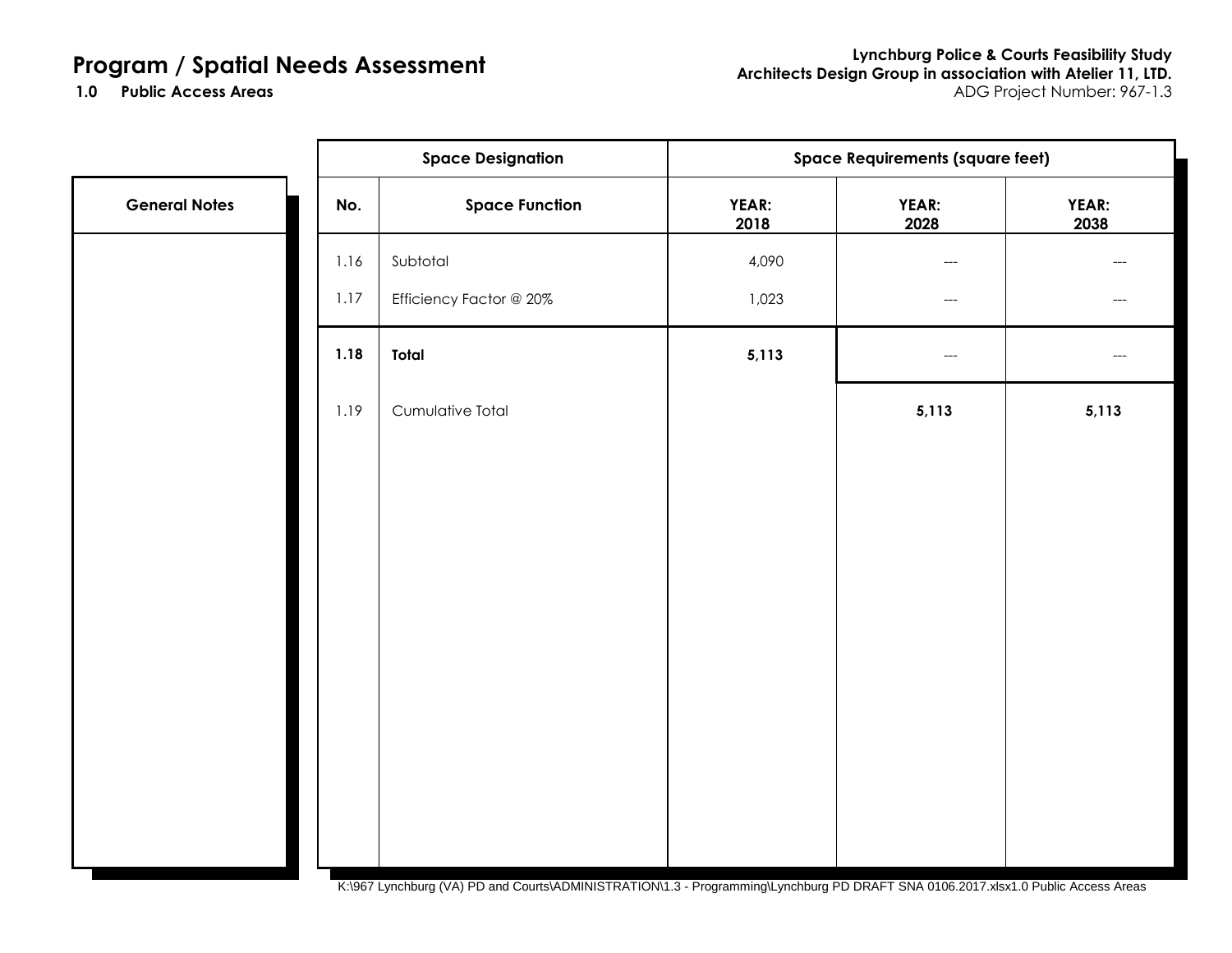# Program / Spatial Needs Assessment

**1.0 Public Access Areas**

**Lynchburg Police & Courts Feasibility Study**
**Architects Design Group in association with Atelier 11, LTD.**
ADG Project Number: 967-1.3

| General Notes |
|---|
| |

| Space Designation | | Space Requirements (square feet) | | |
|---|---|---|---|---|
| **No.** | **Space Function** | **YEAR: 2018** | **YEAR: 2028** | **YEAR: 2038** |
| 1.16 | Subtotal | 4,090 | --- | --- |
| 1.17 | Efficiency Factor @ 20% | 1,023 | --- | --- |
| **1.18** | **Total** | **5,113** | --- | --- |
| 1.19 | Cumulative Total | | **5,113** | **5,113** |

K:\967 Lynchburg (VA) PD and Courts\ADMINISTRATION\1.3 - Programming\Lynchburg PD DRAFT SNA 0106.2017.xlsx1.0 Public Access Areas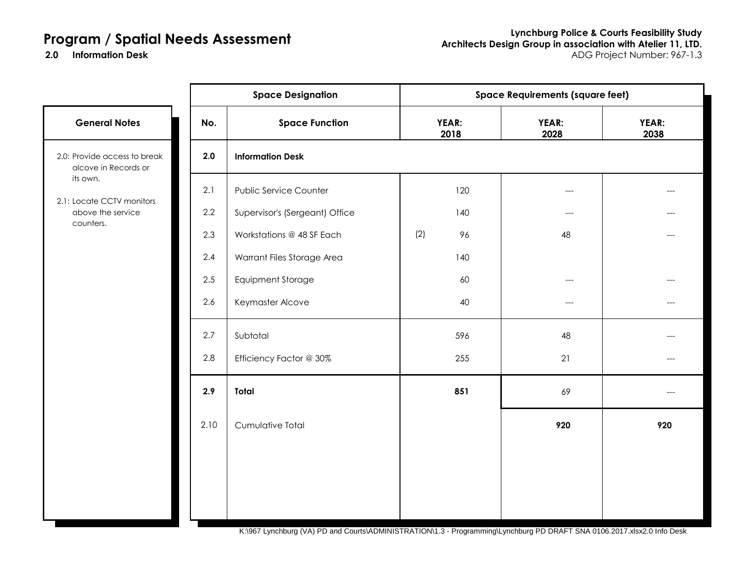# Program / Spatial Needs Assessment

**2.0 Information Desk**

**Lynchburg Police & Courts Feasibility Study**
**Architects Design Group in association with Atelier 11, LTD.**
ADG Project Number: 967-1.3

**General Notes**

- 2.0: Provide access to break alcove in Records or its own.
- 2.1: Locate CCTV monitors above the service counters.

| Space Designation | | Space Requirements (square feet) | | |
|---|---|---|---|---|
| **No.** | **Space Function** | **YEAR: 2018** | **YEAR: 2028** | **YEAR: 2038** |
| **2.0** | **Information Desk** | | | |
| 2.1 | Public Service Counter | 120 | --- | --- |
| 2.2 | Supervisor's (Sergeant) Office | 140 | --- | --- |
| 2.3 | Workstations @ 48 SF Each | (2) 96 | 48 | --- |
| 2.4 | Warrant Files Storage Area | 140 | | |
| 2.5 | Equipment Storage | 60 | --- | --- |
| 2.6 | Keymaster Alcove | 40 | --- | --- |
| 2.7 | Subtotal | 596 | 48 | --- |
| 2.8 | Efficiency Factor @ 30% | 255 | 21 | --- |
| **2.9** | **Total** | **851** | 69 | --- |
| 2.10 | Cumulative Total | | **920** | **920** |

K:\967 Lynchburg (VA) PD and Courts\ADMINISTRATION\1.3 - Programming\Lynchburg PD DRAFT SNA 0106.2017.xlsx2.0 Info Desk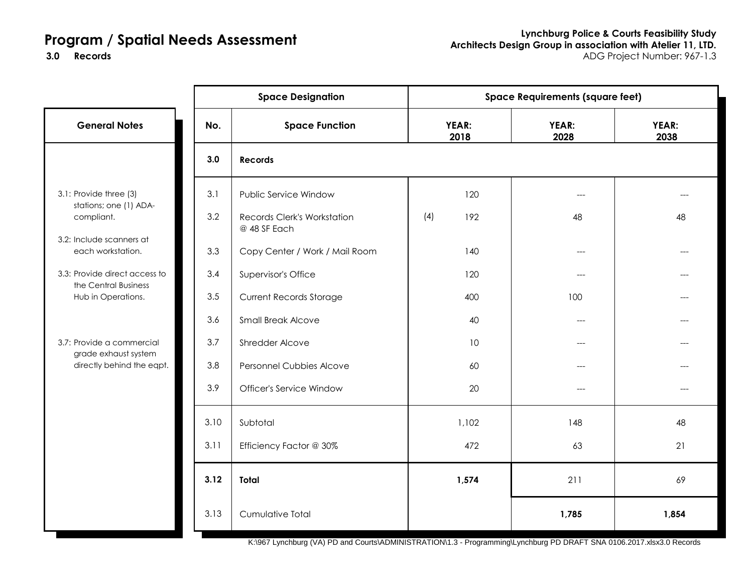# Program / Spatial Needs Assessment

**3.0 Records**

**Lynchburg Police & Courts Feasibility Study**
**Architects Design Group in association with Atelier 11, LTD.**
ADG Project Number: 967-1.3

**General Notes**

3.1: Provide three (3) stations; one (1) ADA-compliant.

3.2: Include scanners at each workstation.

3.3: Provide direct access to the Central Business Hub in Operations.

3.7: Provide a commercial grade exhaust system directly behind the eqpt.

| Space Designation | | Space Requirements (square feet) | | |
|---|---|---|---|---|
| **No.** | **Space Function** | **YEAR: 2018** | **YEAR: 2028** | **YEAR: 2038** |
| **3.0** | **Records** | | | |
| 3.1 | Public Service Window | 120 | --- | --- |
| 3.2 | Records Clerk's Workstation @ 48 SF Each | (4) 192 | 48 | 48 |
| 3.3 | Copy Center / Work / Mail Room | 140 | --- | --- |
| 3.4 | Supervisor's Office | 120 | --- | --- |
| 3.5 | Current Records Storage | 400 | 100 | --- |
| 3.6 | Small Break Alcove | 40 | --- | --- |
| 3.7 | Shredder Alcove | 10 | --- | --- |
| 3.8 | Personnel Cubbies Alcove | 60 | --- | --- |
| 3.9 | Officer's Service Window | 20 | --- | --- |
| 3.10 | Subtotal | 1,102 | 148 | 48 |
| 3.11 | Efficiency Factor @ 30% | 472 | 63 | 21 |
| **3.12** | **Total** | **1,574** | 211 | 69 |
| 3.13 | Cumulative Total | | **1,785** | **1,854** |

K:\967 Lynchburg (VA) PD and Courts\ADMINISTRATION\1.3 - Programming\Lynchburg PD DRAFT SNA 0106.2017.xlsx3.0 Records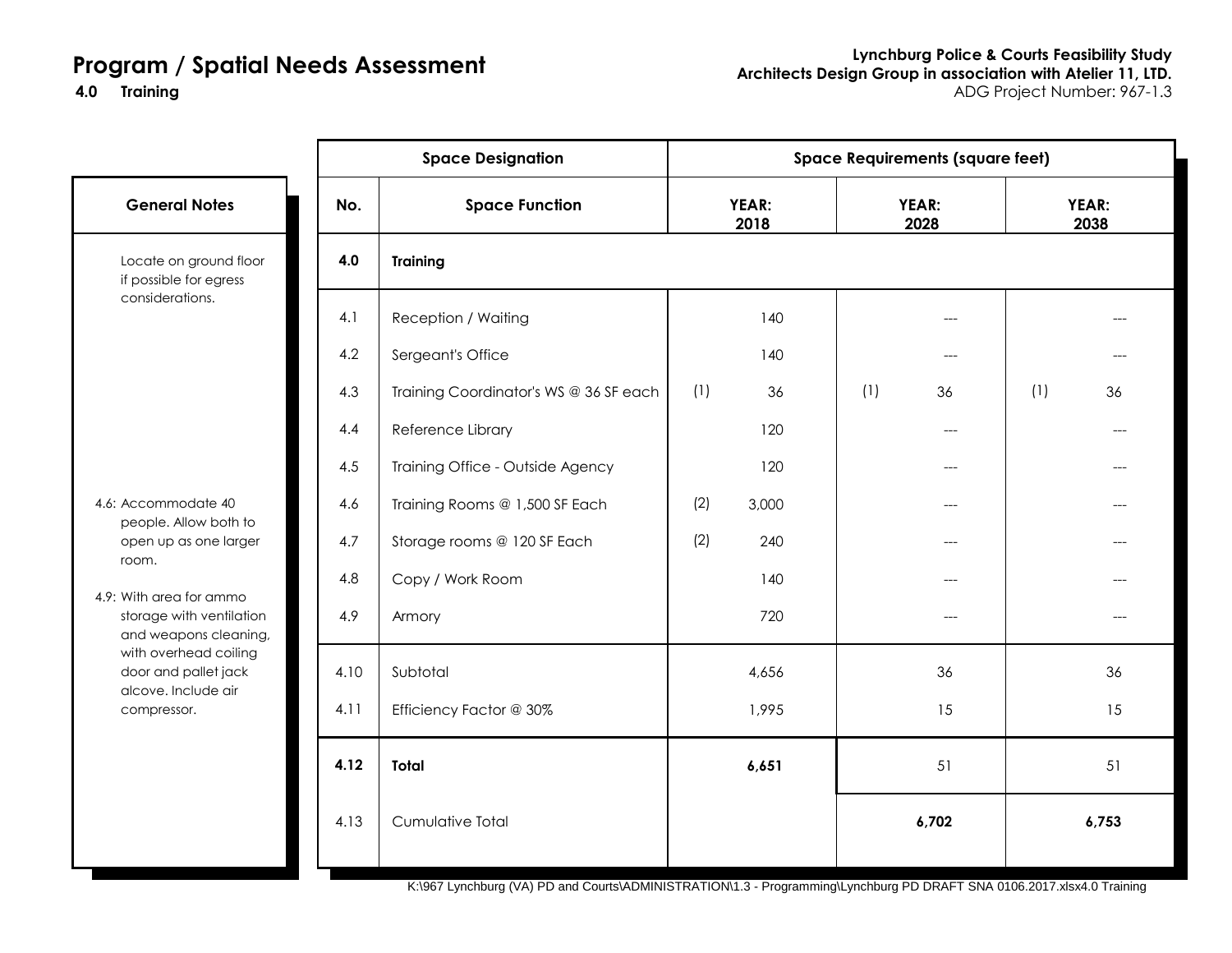# Program / Spatial Needs Assessment

**4.0 Training**

**Lynchburg Police & Courts Feasibility Study**
**Architects Design Group in association with Atelier 11, LTD.**
ADG Project Number: 967-1.3

| General Notes |
|---|
| Locate on ground floor if possible for egress considerations. |
| 4.6: Accommodate 40 people. Allow both to open up as one larger room. |
| 4.9: With area for ammo storage with ventilation and weapons cleaning, with overhead coiling door and pallet jack alcove. Include air compressor. |

| Space Designation | | Space Requirements (square feet) | | | | | |
|---|---|---|---|---|---|---|---|
| **No.** | **Space Function** | **YEAR: 2018** | | **YEAR: 2028** | | **YEAR: 2038** | |
| **4.0** | **Training** | | | | | | |
| 4.1 | Reception / Waiting | | 140 | | --- | | --- |
| 4.2 | Sergeant's Office | | 140 | | --- | | --- |
| 4.3 | Training Coordinator's WS @ 36 SF each | (1) | 36 | (1) | 36 | (1) | 36 |
| 4.4 | Reference Library | | 120 | | --- | | --- |
| 4.5 | Training Office - Outside Agency | | 120 | | --- | | --- |
| 4.6 | Training Rooms @ 1,500 SF Each | (2) | 3,000 | | --- | | --- |
| 4.7 | Storage rooms @ 120 SF Each | (2) | 240 | | --- | | --- |
| 4.8 | Copy / Work Room | | 140 | | --- | | --- |
| 4.9 | Armory | | 720 | | --- | | --- |
| 4.10 | Subtotal | | 4,656 | | 36 | | 36 |
| 4.11 | Efficiency Factor @ 30% | | 1,995 | | 15 | | 15 |
| **4.12** | **Total** | | **6,651** | | 51 | | 51 |
| 4.13 | Cumulative Total | | | | **6,702** | | **6,753** |

K:\967 Lynchburg (VA) PD and Courts\ADMINISTRATION\1.3 - Programming\Lynchburg PD DRAFT SNA 0106.2017.xlsx4.0 Training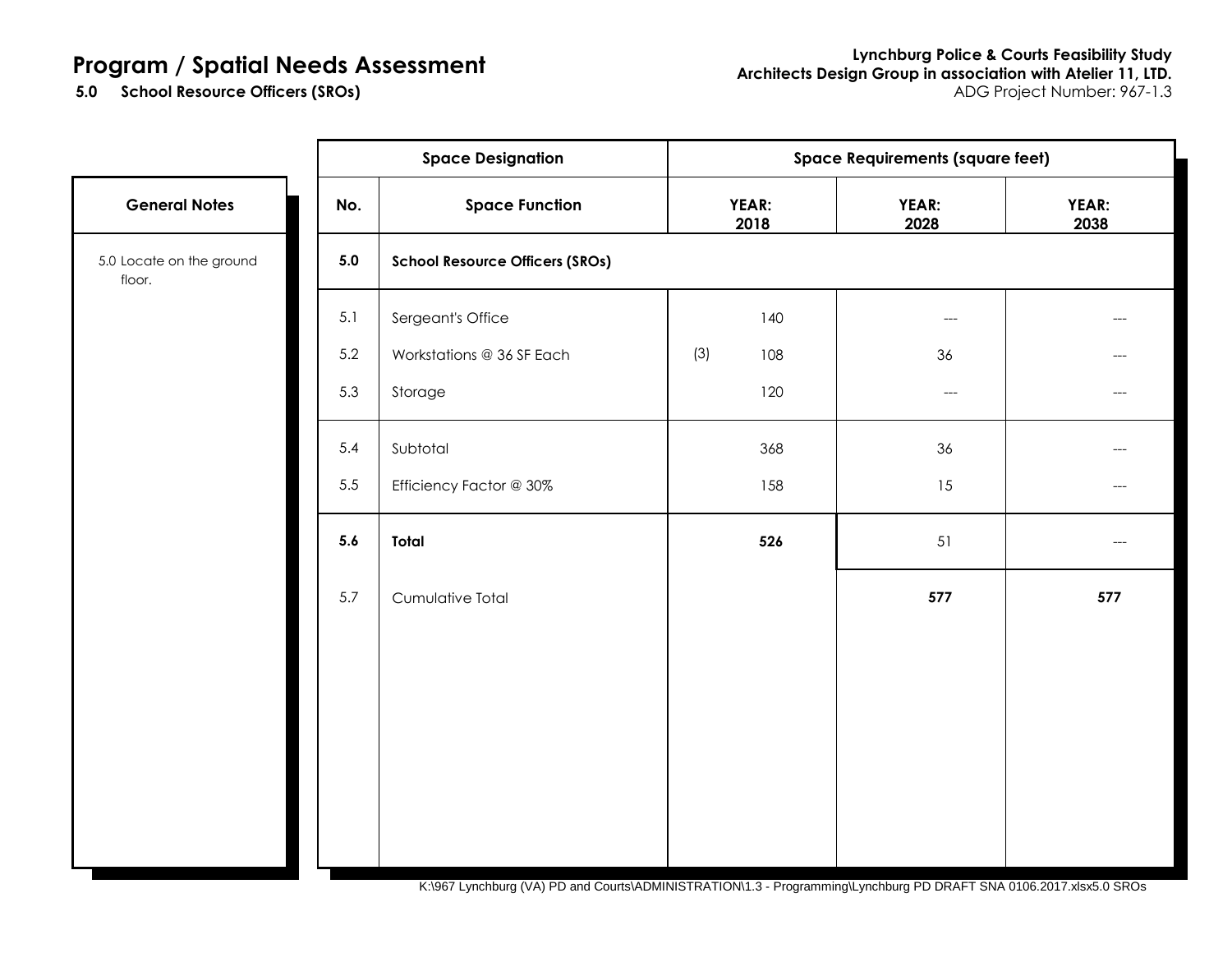# Program / Spatial Needs Assessment

**5.0 School Resource Officers (SROs)**

**Lynchburg Police & Courts Feasibility Study**
**Architects Design Group in association with Atelier 11, LTD.**
ADG Project Number: 967-1.3

| General Notes |
|---|
| 5.0 Locate on the ground floor. |

| Space Designation | | Space Requirements (square feet) | | |
|---|---|---|---|---|
| **No.** | **Space Function** | **YEAR: 2018** | **YEAR: 2028** | **YEAR: 2038** |
| **5.0** | **School Resource Officers (SROs)** | | | |
| 5.1 | Sergeant's Office | 140 | --- | --- |
| 5.2 | Workstations @ 36 SF Each | (3) 108 | 36 | --- |
| 5.3 | Storage | 120 | --- | --- |
| 5.4 | Subtotal | 368 | 36 | --- |
| 5.5 | Efficiency Factor @ 30% | 158 | 15 | --- |
| **5.6** | **Total** | **526** | 51 | --- |
| 5.7 | Cumulative Total | | **577** | **577** |

K:\967 Lynchburg (VA) PD and Courts\ADMINISTRATION\1.3 - Programming\Lynchburg PD DRAFT SNA 0106.2017.xlsx5.0 SROs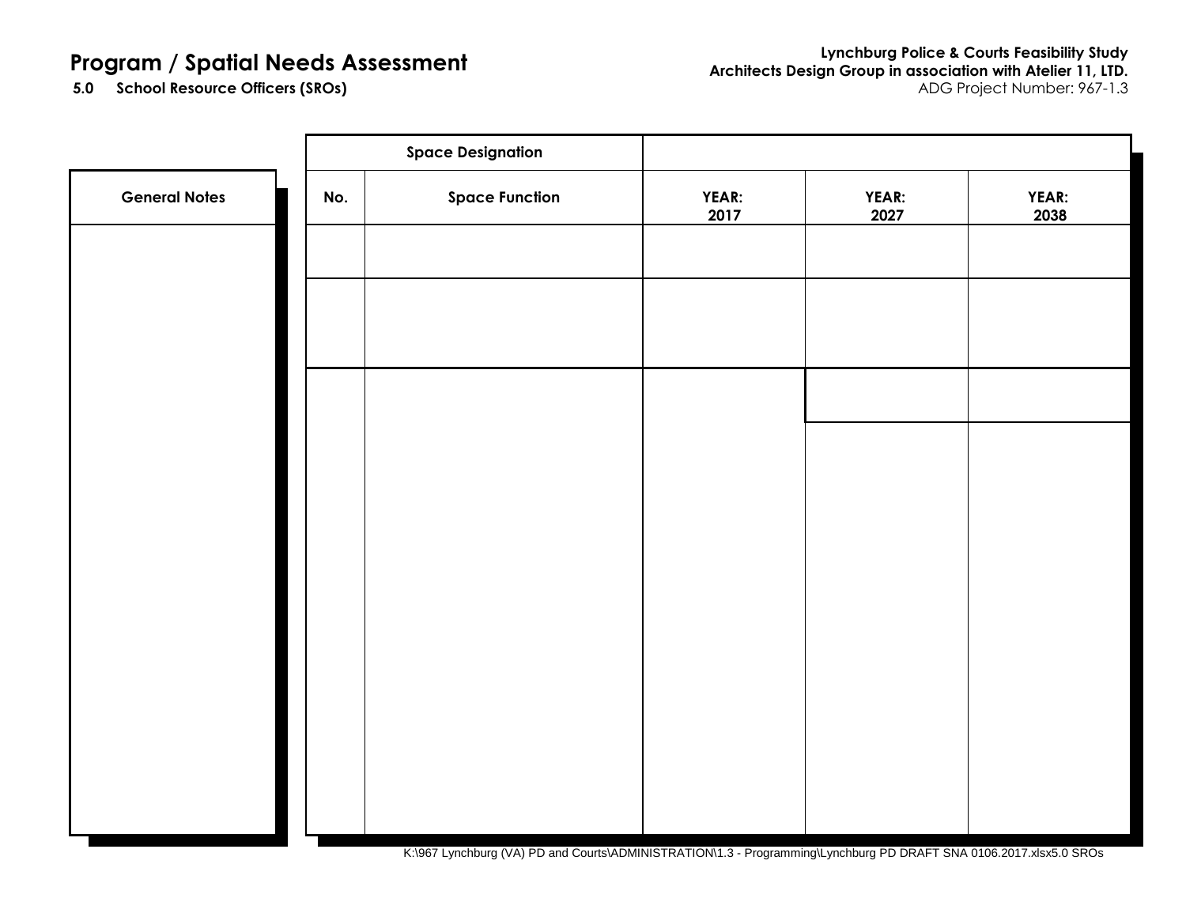# Program / Spatial Needs Assessment

**5.0 School Resource Officers (SROs)**

**Lynchburg Police & Courts Feasibility Study**
**Architects Design Group in association with Atelier 11, LTD.**
ADG Project Number: 967-1.3

| General Notes |
| --- |
| |

| Space Designation | | | | |
| --- | --- | --- | --- | --- |
| **No.** | **Space Function** | **YEAR: 2017** | **YEAR: 2027** | **YEAR: 2038** |
| | | | | |
| | | | | |
| | | | | |

K:\967 Lynchburg (VA) PD and Courts\ADMINISTRATION\1.3 - Programming\Lynchburg PD DRAFT SNA 0106.2017.xlsx5.0 SROs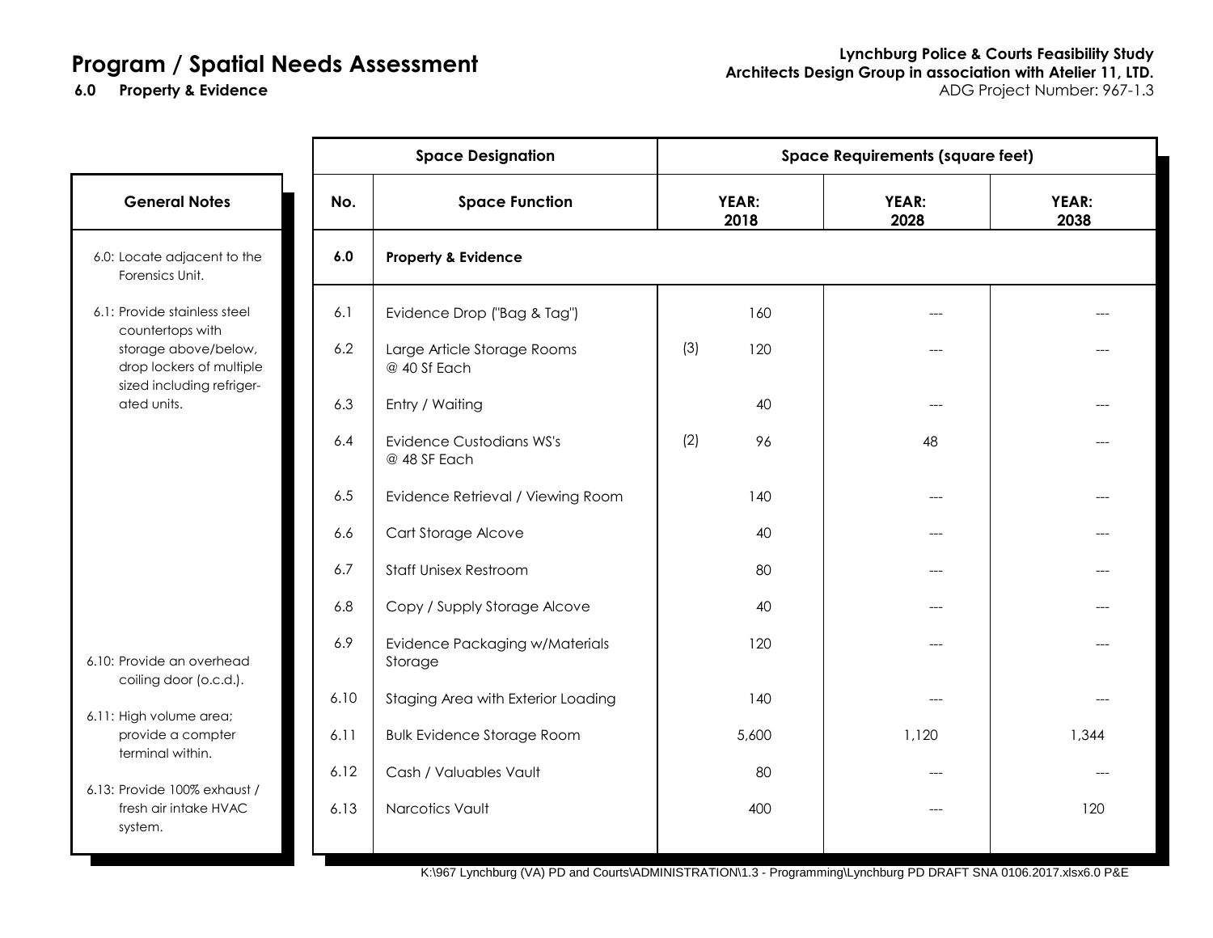# Program / Spatial Needs Assessment

## 6.0 Property & Evidence

Lynchburg Police & Courts Feasibility Study
Architects Design Group in association with Atelier 11, LTD.
ADG Project Number: 967-1.3

### General Notes

- 6.0: Locate adjacent to the Forensics Unit.
- 6.1: Provide stainless steel countertops with storage above/below, drop lockers of multiple sized including refrigerated units.
- 6.10: Provide an overhead coiling door (o.c.d.).
- 6.11: High volume area; provide a compter terminal within.
- 6.13: Provide 100% exhaust / fresh air intake HVAC system.

| Space Designation | | Space Requirements (square feet) | | |
|---|---|---|---|---|
| No. | Space Function | YEAR: 2018 | YEAR: 2028 | YEAR: 2038 |
| 6.0 | **Property & Evidence** | | | |
| 6.1 | Evidence Drop ("Bag & Tag") | 160 | --- | --- |
| 6.2 | Large Article Storage Rooms @ 40 Sf Each | (3) 120 | --- | --- |
| 6.3 | Entry / Waiting | 40 | --- | --- |
| 6.4 | Evidence Custodians WS's @ 48 SF Each | (2) 96 | 48 | --- |
| 6.5 | Evidence Retrieval / Viewing Room | 140 | --- | --- |
| 6.6 | Cart Storage Alcove | 40 | --- | --- |
| 6.7 | Staff Unisex Restroom | 80 | --- | --- |
| 6.8 | Copy / Supply Storage Alcove | 40 | --- | --- |
| 6.9 | Evidence Packaging w/Materials Storage | 120 | --- | --- |
| 6.10 | Staging Area with Exterior Loading | 140 | --- | --- |
| 6.11 | Bulk Evidence Storage Room | 5,600 | 1,120 | 1,344 |
| 6.12 | Cash / Valuables Vault | 80 | --- | --- |
| 6.13 | Narcotics Vault | 400 | --- | 120 |

K:\967 Lynchburg (VA) PD and Courts\ADMINISTRATION\1.3 - Programming\Lynchburg PD DRAFT SNA 0106.2017.xlsx6.0 P&E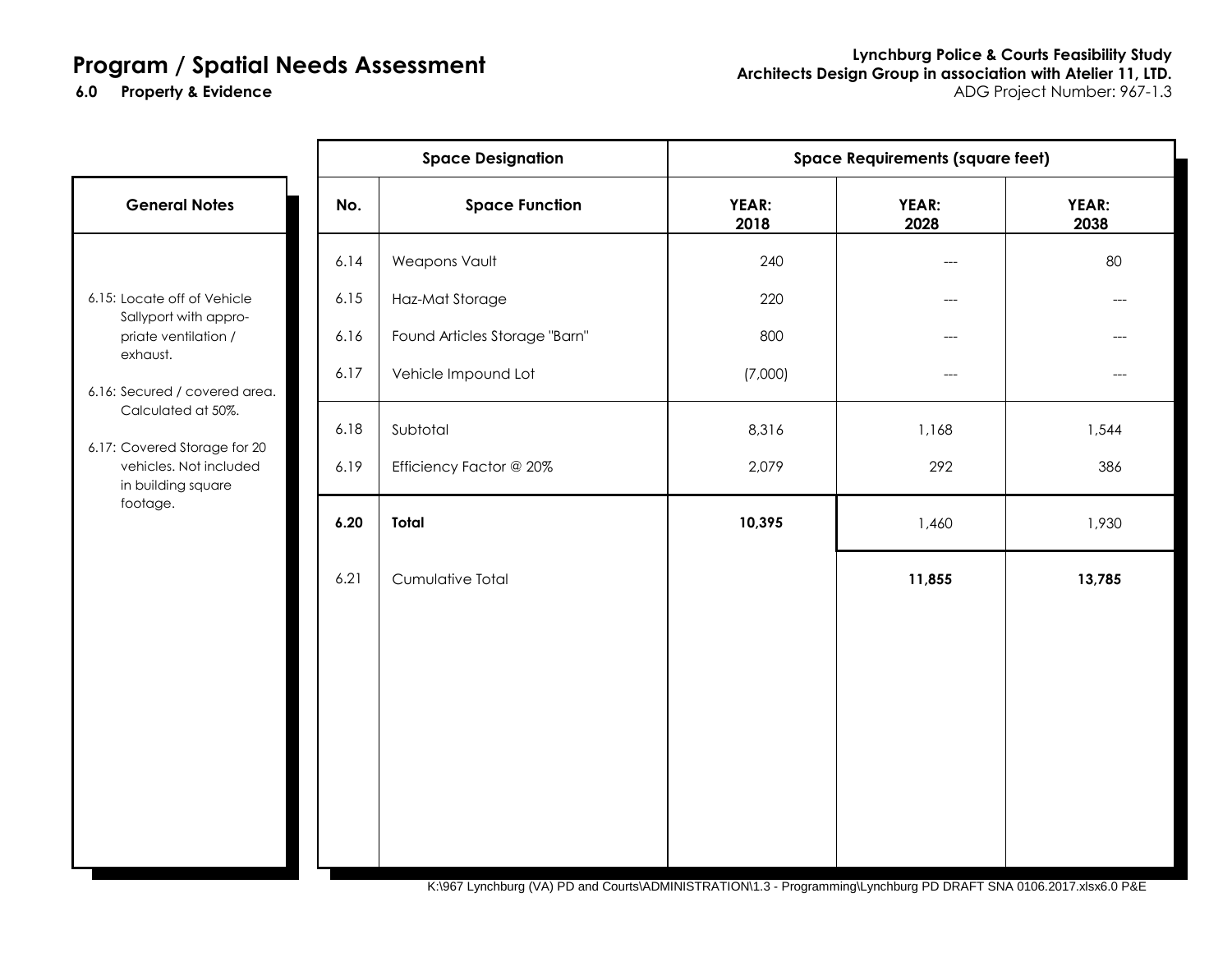# Program / Spatial Needs Assessment

**6.0 Property & Evidence**

**Lynchburg Police & Courts Feasibility Study**
**Architects Design Group in association with Atelier 11, LTD.**
ADG Project Number: 967-1.3

## General Notes

6.15: Locate off of Vehicle Sallyport with appropriate ventilation / exhaust.

6.16: Secured / covered area. Calculated at 50%.

6.17: Covered Storage for 20 vehicles. Not included in building square footage.

| Space Designation | | Space Requirements (square feet) | | |
|---|---|---|---|---|
| **No.** | **Space Function** | **YEAR: 2018** | **YEAR: 2028** | **YEAR: 2038** |
| 6.14 | Weapons Vault | 240 | --- | 80 |
| 6.15 | Haz-Mat Storage | 220 | --- | --- |
| 6.16 | Found Articles Storage "Barn" | 800 | --- | --- |
| 6.17 | Vehicle Impound Lot | (7,000) | --- | --- |
| 6.18 | Subtotal | 8,316 | 1,168 | 1,544 |
| 6.19 | Efficiency Factor @ 20% | 2,079 | 292 | 386 |
| **6.20** | **Total** | **10,395** | 1,460 | 1,930 |
| 6.21 | Cumulative Total | | **11,855** | **13,785** |

K:\967 Lynchburg (VA) PD and Courts\ADMINISTRATION\1.3 - Programming\Lynchburg PD DRAFT SNA 0106.2017.xlsx6.0 P&E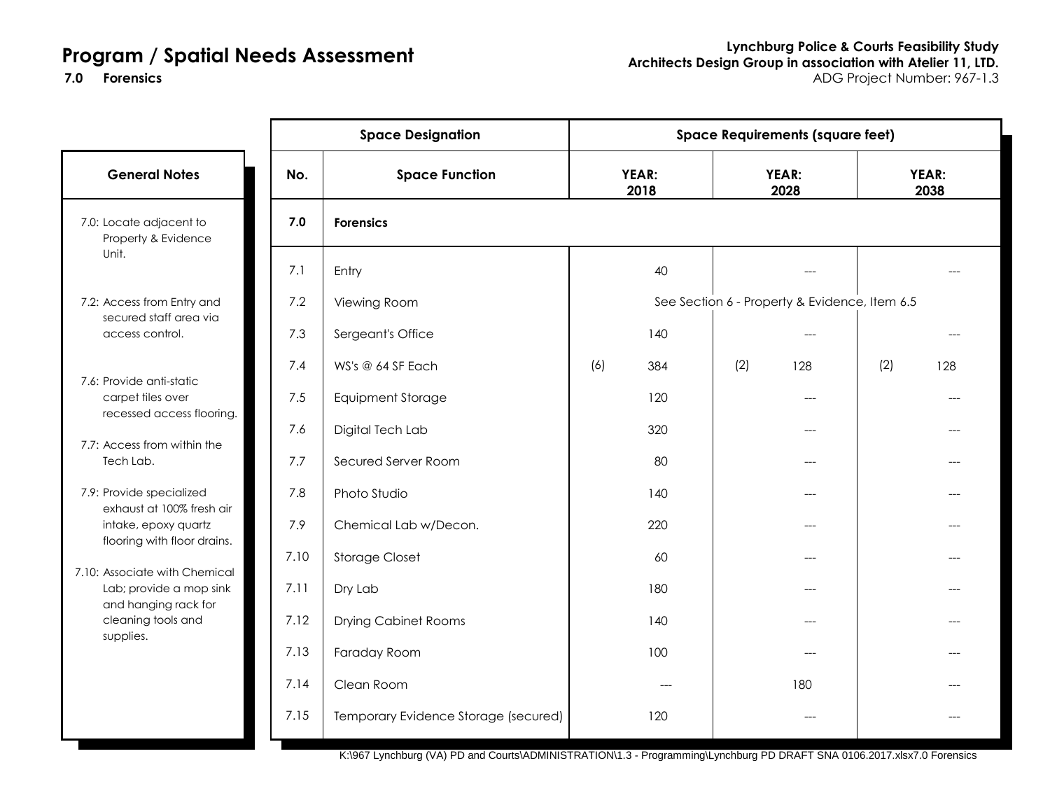# Program / Spatial Needs Assessment

**7.0 Forensics**

**Lynchburg Police & Courts Feasibility Study**
**Architects Design Group in association with Atelier 11, LTD.**
ADG Project Number: 967-1.3

### General Notes

- 7.0: Locate adjacent to Property & Evidence Unit.
- 7.2: Access from Entry and secured staff area via access control.
- 7.6: Provide anti-static carpet tiles over recessed access flooring.
- 7.7: Access from within the Tech Lab.
- 7.9: Provide specialized exhaust at 100% fresh air intake, epoxy quartz flooring with floor drains.
- 7.10: Associate with Chemical Lab; provide a mop sink and hanging rack for cleaning tools and supplies.

| Space Designation | | Space Requirements (square feet) | | |
|---|---|---|---|---|
| **No.** | **Space Function** | **YEAR: 2018** | **YEAR: 2028** | **YEAR: 2038** |
| **7.0** | **Forensics** | | | |
| 7.1 | Entry | 40 | --- | --- |
| 7.2 | Viewing Room | See Section 6 - Property & Evidence, Item 6.5 | | |
| 7.3 | Sergeant's Office | 140 | --- | --- |
| 7.4 | WS's @ 64 SF Each | (6) 384 | (2) 128 | (2) 128 |
| 7.5 | Equipment Storage | 120 | --- | --- |
| 7.6 | Digital Tech Lab | 320 | --- | --- |
| 7.7 | Secured Server Room | 80 | --- | --- |
| 7.8 | Photo Studio | 140 | --- | --- |
| 7.9 | Chemical Lab w/Decon. | 220 | --- | --- |
| 7.10 | Storage Closet | 60 | --- | --- |
| 7.11 | Dry Lab | 180 | --- | --- |
| 7.12 | Drying Cabinet Rooms | 140 | --- | --- |
| 7.13 | Faraday Room | 100 | --- | --- |
| 7.14 | Clean Room | --- | 180 | --- |
| 7.15 | Temporary Evidence Storage (secured) | 120 | --- | --- |

K:\967 Lynchburg (VA) PD and Courts\ADMINISTRATION\1.3 - Programming\Lynchburg PD DRAFT SNA 0106.2017.xlsx7.0 Forensics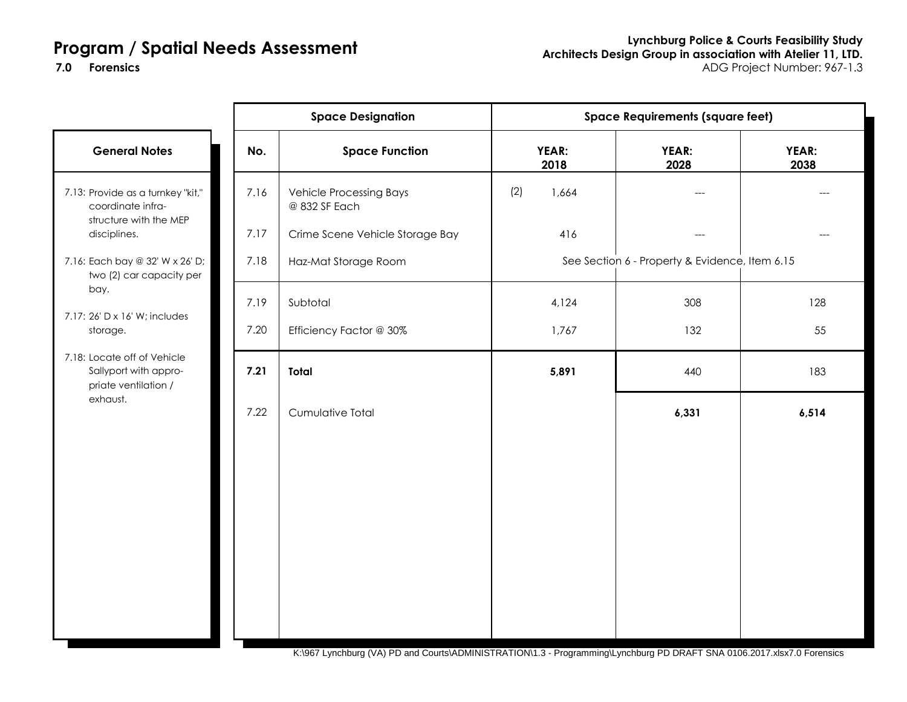# Program / Spatial Needs Assessment

**7.0 Forensics**

**Lynchburg Police & Courts Feasibility Study**
**Architects Design Group in association with Atelier 11, LTD.**
ADG Project Number: 967-1.3

| Space Designation | | Space Requirements (square feet) | | |
|---|---|---|---|---|
| **No.** | **Space Function** | **YEAR: 2018** | **YEAR: 2028** | **YEAR: 2038** |
| 7.16 | Vehicle Processing Bays @ 832 SF Each | (2) 1,664 | --- | --- |
| 7.17 | Crime Scene Vehicle Storage Bay | 416 | --- | --- |
| 7.18 | Haz-Mat Storage Room | See Section 6 - Property & Evidence, Item 6.15 | | |
| 7.19 | Subtotal | 4,124 | 308 | 128 |
| 7.20 | Efficiency Factor @ 30% | 1,767 | 132 | 55 |
| **7.21** | **Total** | **5,891** | 440 | 183 |
| 7.22 | Cumulative Total | | **6,331** | **6,514** |

**General Notes**

7.13: Provide as a turnkey "kit," coordinate infrastructure with the MEP disciplines.

7.16: Each bay @ 32' W x 26' D; two (2) car capacity per bay.

7.17: 26' D x 16' W; includes storage.

7.18: Locate off of Vehicle Sallyport with appropriate ventilation / exhaust.

K:\967 Lynchburg (VA) PD and Courts\ADMINISTRATION\1.3 - Programming\Lynchburg PD DRAFT SNA 0106.2017.xlsx7.0 Forensics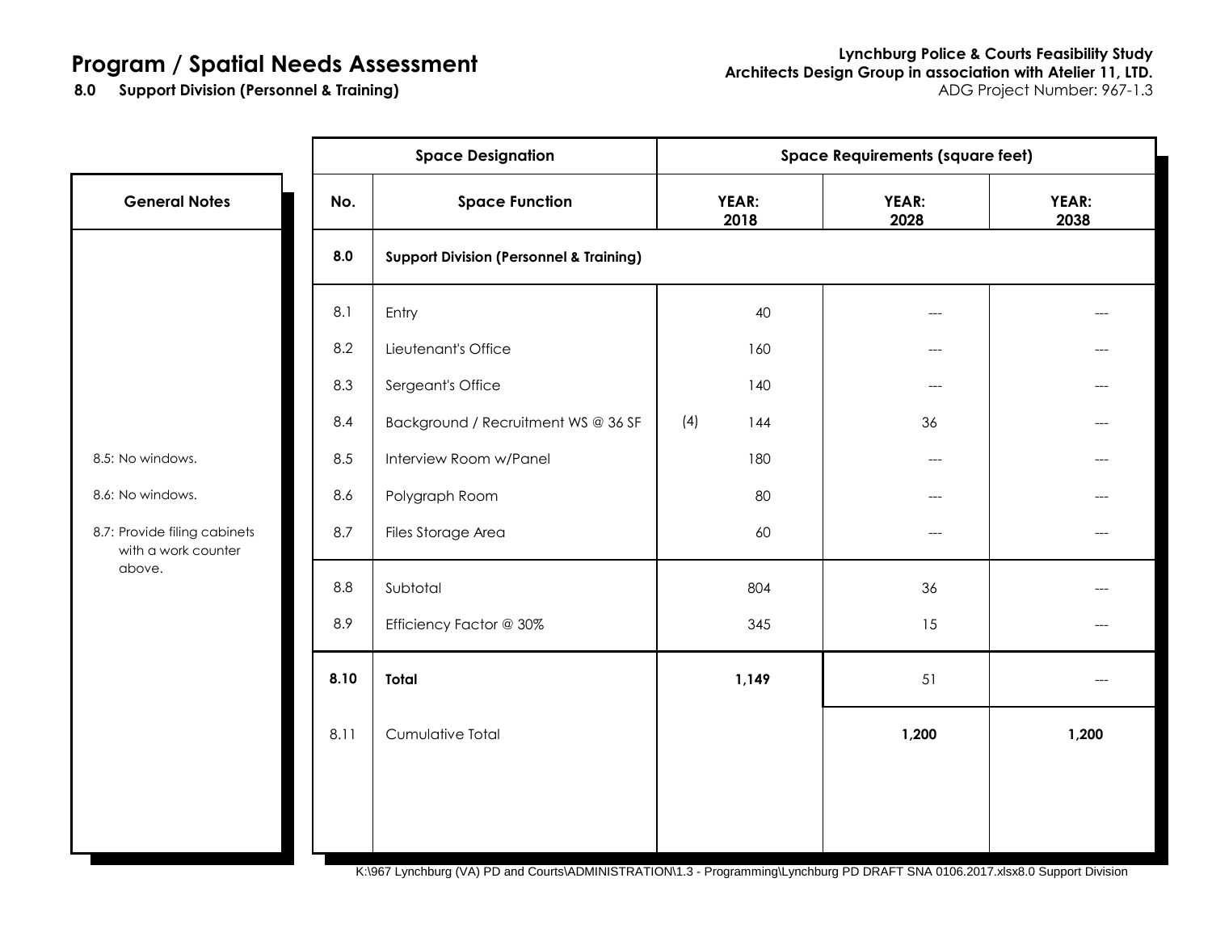# Program / Spatial Needs Assessment

**8.0 Support Division (Personnel & Training)**

**Lynchburg Police & Courts Feasibility Study**
**Architects Design Group in association with Atelier 11, LTD.**
ADG Project Number: 967-1.3

| General Notes | Space Designation | | Space Requirements (square feet) | | |
|---|---|---|---|---|---|
| | **No.** | **Space Function** | **YEAR: 2018** | **YEAR: 2028** | **YEAR: 2038** |
| | **8.0** | **Support Division (Personnel & Training)** | | | |
| | 8.1 | Entry | 40 | --- | --- |
| | 8.2 | Lieutenant's Office | 160 | --- | --- |
| | 8.3 | Sergeant's Office | 140 | --- | --- |
| | 8.4 | Background / Recruitment WS @ 36 SF | (4) 144 | 36 | --- |
| 8.5: No windows. | 8.5 | Interview Room w/Panel | 180 | --- | --- |
| 8.6: No windows. | 8.6 | Polygraph Room | 80 | --- | --- |
| 8.7: Provide filing cabinets with a work counter above. | 8.7 | Files Storage Area | 60 | --- | --- |
| | 8.8 | Subtotal | 804 | 36 | --- |
| | 8.9 | Efficiency Factor @ 30% | 345 | 15 | --- |
| | **8.10** | **Total** | **1,149** | 51 | --- |
| | 8.11 | Cumulative Total | | **1,200** | **1,200** |

K:\967 Lynchburg (VA) PD and Courts\ADMINISTRATION\1.3 - Programming\Lynchburg PD DRAFT SNA 0106.2017.xlsx8.0 Support Division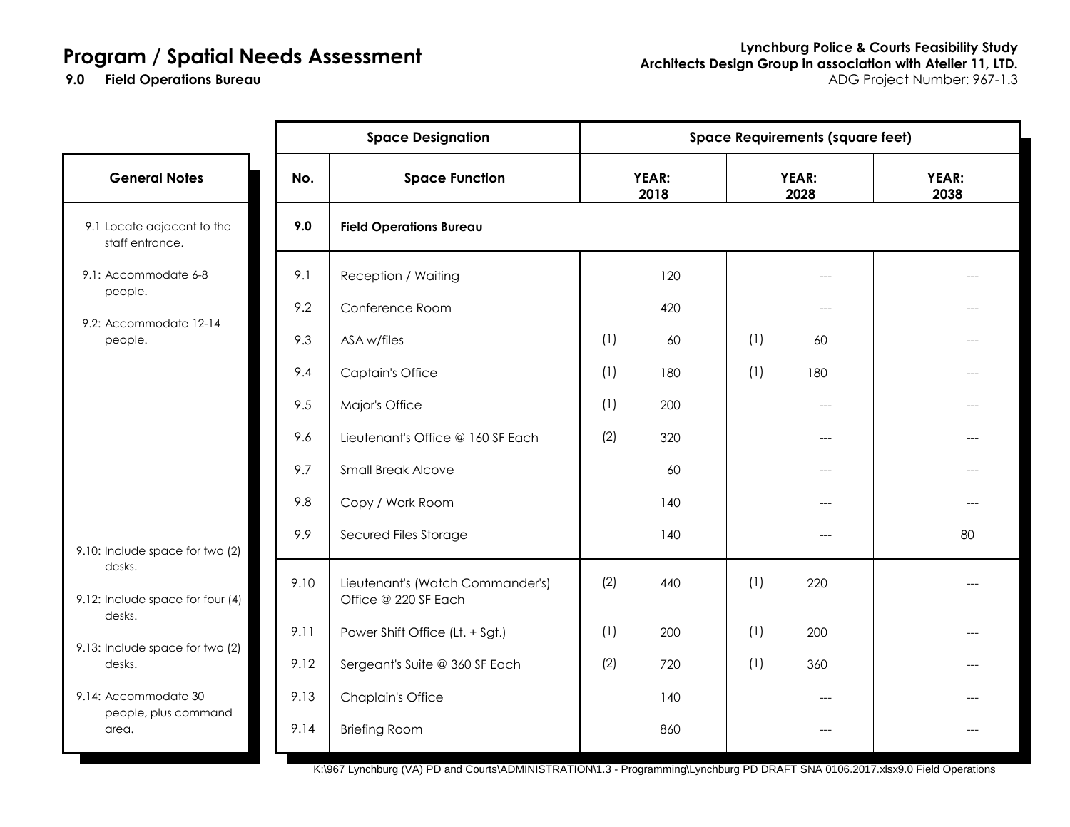# Program / Spatial Needs Assessment

**9.0 Field Operations Bureau**

**Lynchburg Police & Courts Feasibility Study**
**Architects Design Group in association with Atelier 11, LTD.**
ADG Project Number: 967-1.3

**General Notes**

9.1 Locate adjacent to the staff entrance.

9.1: Accommodate 6-8 people.

9.2: Accommodate 12-14 people.

9.10: Include space for two (2) desks.

9.12: Include space for four (4) desks.

9.13: Include space for two (2) desks.

9.14: Accommodate 30 people, plus command area.

| Space Designation | | Space Requirements (square feet) | | | | |
|---|---|---|---|---|---|---|
| **No.** | **Space Function** | **YEAR: 2018** | | **YEAR: 2028** | | **YEAR: 2038** |
| **9.0** | **Field Operations Bureau** | | | | | |
| 9.1 | Reception / Waiting | | 120 | | --- | --- |
| 9.2 | Conference Room | | 420 | | --- | --- |
| 9.3 | ASA w/files | (1) | 60 | (1) | 60 | --- |
| 9.4 | Captain's Office | (1) | 180 | (1) | 180 | --- |
| 9.5 | Major's Office | (1) | 200 | | --- | --- |
| 9.6 | Lieutenant's Office @ 160 SF Each | (2) | 320 | | --- | --- |
| 9.7 | Small Break Alcove | | 60 | | --- | --- |
| 9.8 | Copy / Work Room | | 140 | | --- | --- |
| 9.9 | Secured Files Storage | | 140 | | --- | 80 |
| 9.10 | Lieutenant's (Watch Commander's) Office @ 220 SF Each | (2) | 440 | (1) | 220 | --- |
| 9.11 | Power Shift Office (Lt. + Sgt.) | (1) | 200 | (1) | 200 | --- |
| 9.12 | Sergeant's Suite @ 360 SF Each | (2) | 720 | (1) | 360 | --- |
| 9.13 | Chaplain's Office | | 140 | | --- | --- |
| 9.14 | Briefing Room | | 860 | | --- | --- |

K:\967 Lynchburg (VA) PD and Courts\ADMINISTRATION\1.3 - Programming\Lynchburg PD DRAFT SNA 0106.2017.xlsx9.0 Field Operations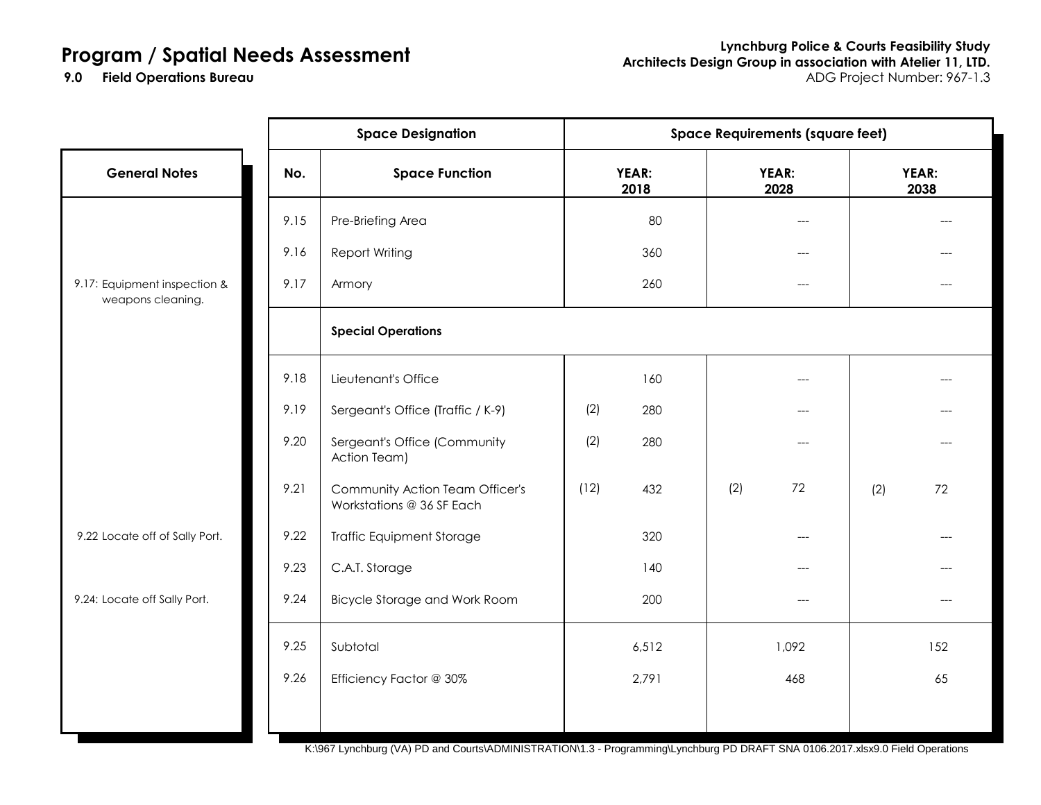# Program / Spatial Needs Assessment

**9.0 Field Operations Bureau**

**Lynchburg Police & Courts Feasibility Study**
**Architects Design Group in association with Atelier 11, LTD.**
ADG Project Number: 967-1.3

| General Notes | Space Designation | | Space Requirements (square feet) | | |
|---|---|---|---|---|---|
| | No. | Space Function | YEAR: 2018 | YEAR: 2028 | YEAR: 2038 |
| | 9.15 | Pre-Briefing Area | 80 | --- | --- |
| | 9.16 | Report Writing | 360 | --- | --- |
| 9.17: Equipment inspection & weapons cleaning. | 9.17 | Armory | 260 | --- | --- |
| | | **Special Operations** | | | |
| | 9.18 | Lieutenant's Office | 160 | --- | --- |
| | 9.19 | Sergeant's Office (Traffic / K-9) | (2) 280 | --- | --- |
| | 9.20 | Sergeant's Office (Community Action Team) | (2) 280 | --- | --- |
| | 9.21 | Community Action Team Officer's Workstations @ 36 SF Each | (12) 432 | (2) 72 | (2) 72 |
| 9.22 Locate off of Sally Port. | 9.22 | Traffic Equipment Storage | 320 | --- | --- |
| | 9.23 | C.A.T. Storage | 140 | --- | --- |
| 9.24: Locate off Sally Port. | 9.24 | Bicycle Storage and Work Room | 200 | --- | --- |
| | 9.25 | Subtotal | 6,512 | 1,092 | 152 |
| | 9.26 | Efficiency Factor @ 30% | 2,791 | 468 | 65 |

K:\967 Lynchburg (VA) PD and Courts\ADMINISTRATION\1.3 - Programming\Lynchburg PD DRAFT SNA 0106.2017.xlsx9.0 Field Operations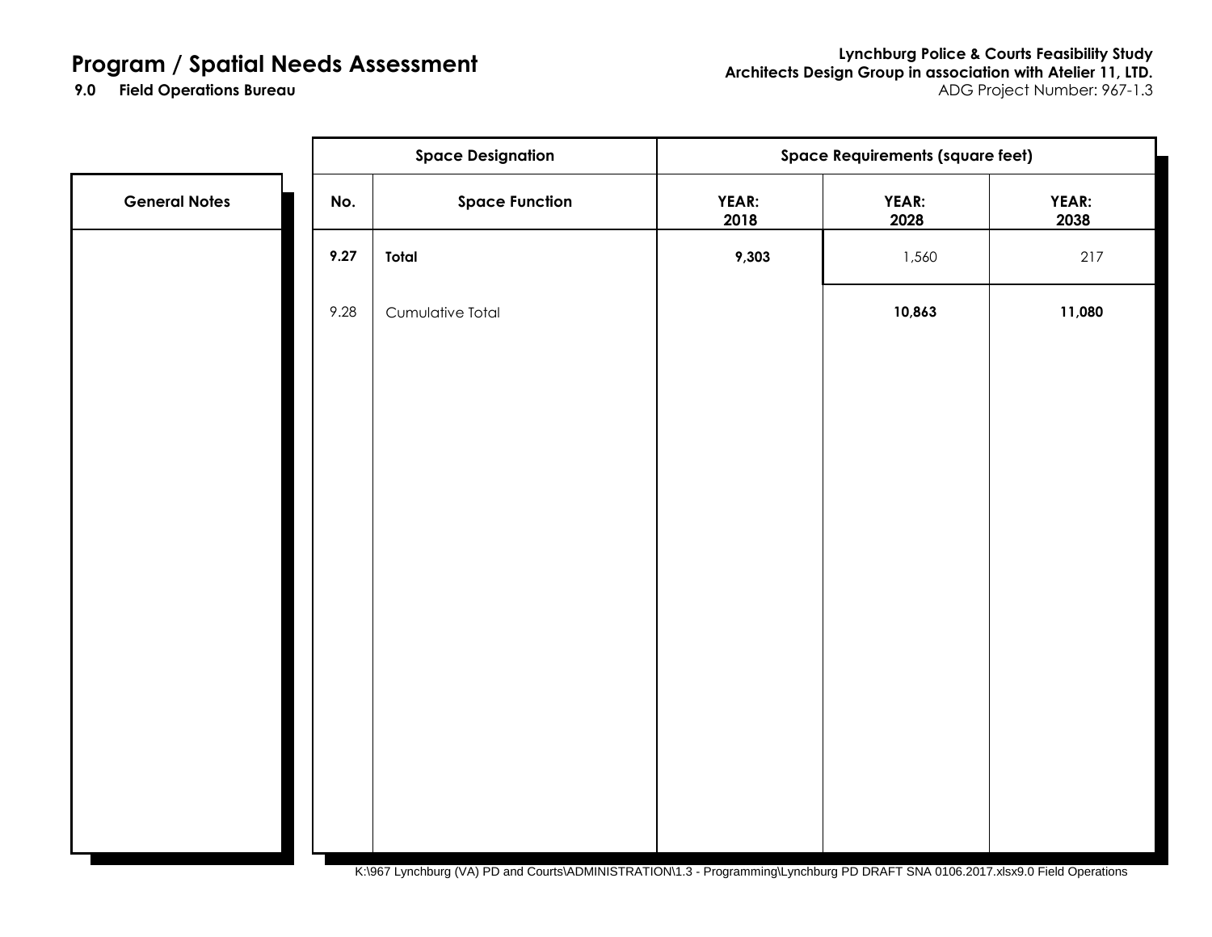# Program / Spatial Needs Assessment

**9.0 Field Operations Bureau**

**Lynchburg Police & Courts Feasibility Study**
**Architects Design Group in association with Atelier 11, LTD.**
ADG Project Number: 967-1.3

| General Notes | Space Designation | | Space Requirements (square feet) | | |
|---|---|---|---|---|---|
| | **No.** | **Space Function** | **YEAR: 2018** | **YEAR: 2028** | **YEAR: 2038** |
| | **9.27** | **Total** | **9,303** | 1,560 | 217 |
| | 9.28 | Cumulative Total | | **10,863** | **11,080** |

K:\967 Lynchburg (VA) PD and Courts\ADMINISTRATION\1.3 - Programming\Lynchburg PD DRAFT SNA 0106.2017.xlsx9.0 Field Operations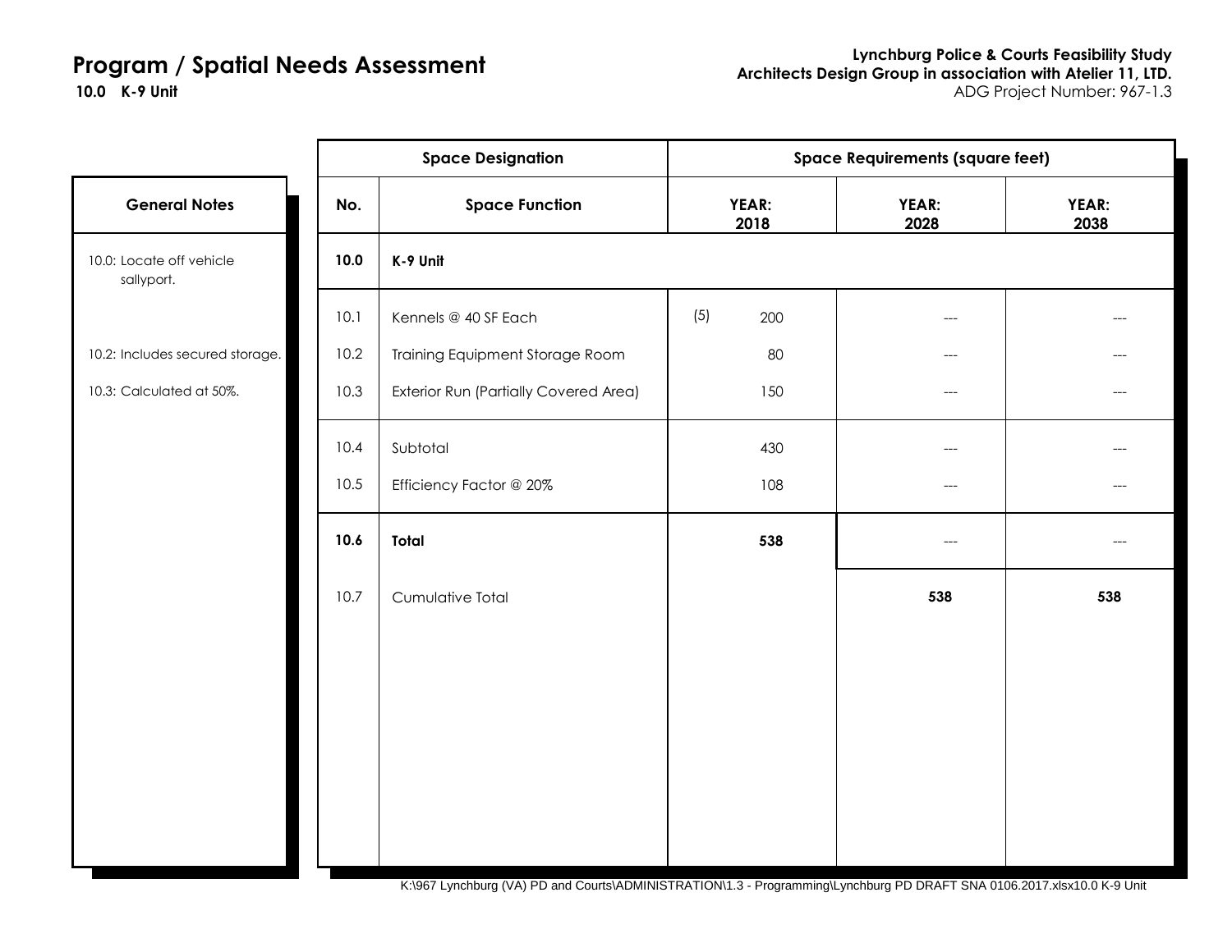# Program / Spatial Needs Assessment

**10.0 K-9 Unit**

**Lynchburg Police & Courts Feasibility Study**
**Architects Design Group in association with Atelier 11, LTD.**
ADG Project Number: 967-1.3

| General Notes | No. | Space Function | YEAR: 2018 | YEAR: 2028 | YEAR: 2038 |
|---|---|---|---|---|---|
| 10.0: Locate off vehicle sallyport. | **10.0** | **K-9 Unit** | | | |
| | 10.1 | Kennels @ 40 SF Each | (5) 200 | --- | --- |
| 10.2: Includes secured storage. | 10.2 | Training Equipment Storage Room | 80 | --- | --- |
| 10.3: Calculated at 50%. | 10.3 | Exterior Run (Partially Covered Area) | 150 | --- | --- |
| | 10.4 | Subtotal | 430 | --- | --- |
| | 10.5 | Efficiency Factor @ 20% | 108 | --- | --- |
| | **10.6** | **Total** | **538** | --- | --- |
| | 10.7 | Cumulative Total | | **538** | **538** |

K:\967 Lynchburg (VA) PD and Courts\ADMINISTRATION\1.3 - Programming\Lynchburg PD DRAFT SNA 0106.2017.xlsx10.0 K-9 Unit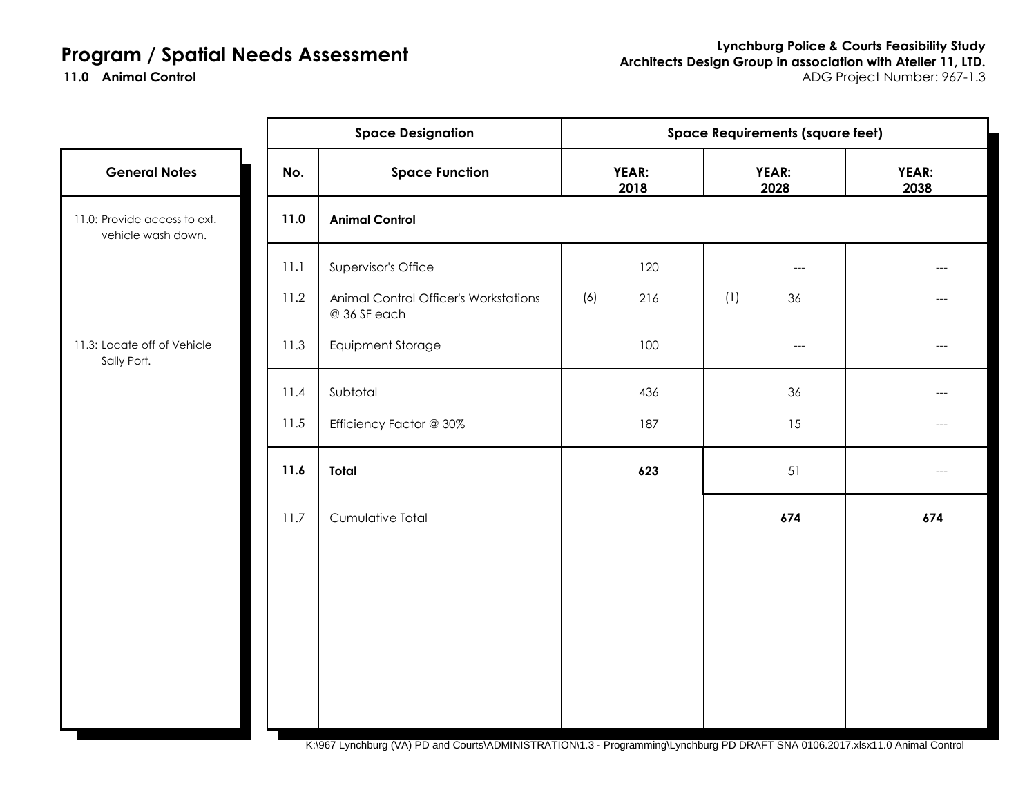# Program / Spatial Needs Assessment

**11.0 Animal Control**

**Lynchburg Police & Courts Feasibility Study**
**Architects Design Group in association with Atelier 11, LTD.**
ADG Project Number: 967-1.3

| General Notes | No. | Space Function | YEAR: 2018 | YEAR: 2028 | YEAR: 2038 |
|---|---|---|---|---|---|
| 11.0: Provide access to ext. vehicle wash down. | **11.0** | **Animal Control** | | | |
| | 11.1 | Supervisor's Office | 120 | --- | --- |
| | 11.2 | Animal Control Officer's Workstations @ 36 SF each | (6) 216 | (1) 36 | --- |
| 11.3: Locate off of Vehicle Sally Port. | 11.3 | Equipment Storage | 100 | --- | --- |
| | 11.4 | Subtotal | 436 | 36 | --- |
| | 11.5 | Efficiency Factor @ 30% | 187 | 15 | --- |
| | **11.6** | **Total** | **623** | 51 | --- |
| | 11.7 | Cumulative Total | | **674** | **674** |

K:\967 Lynchburg (VA) PD and Courts\ADMINISTRATION\1.3 - Programming\Lynchburg PD DRAFT SNA 0106.2017.xlsx11.0 Animal Control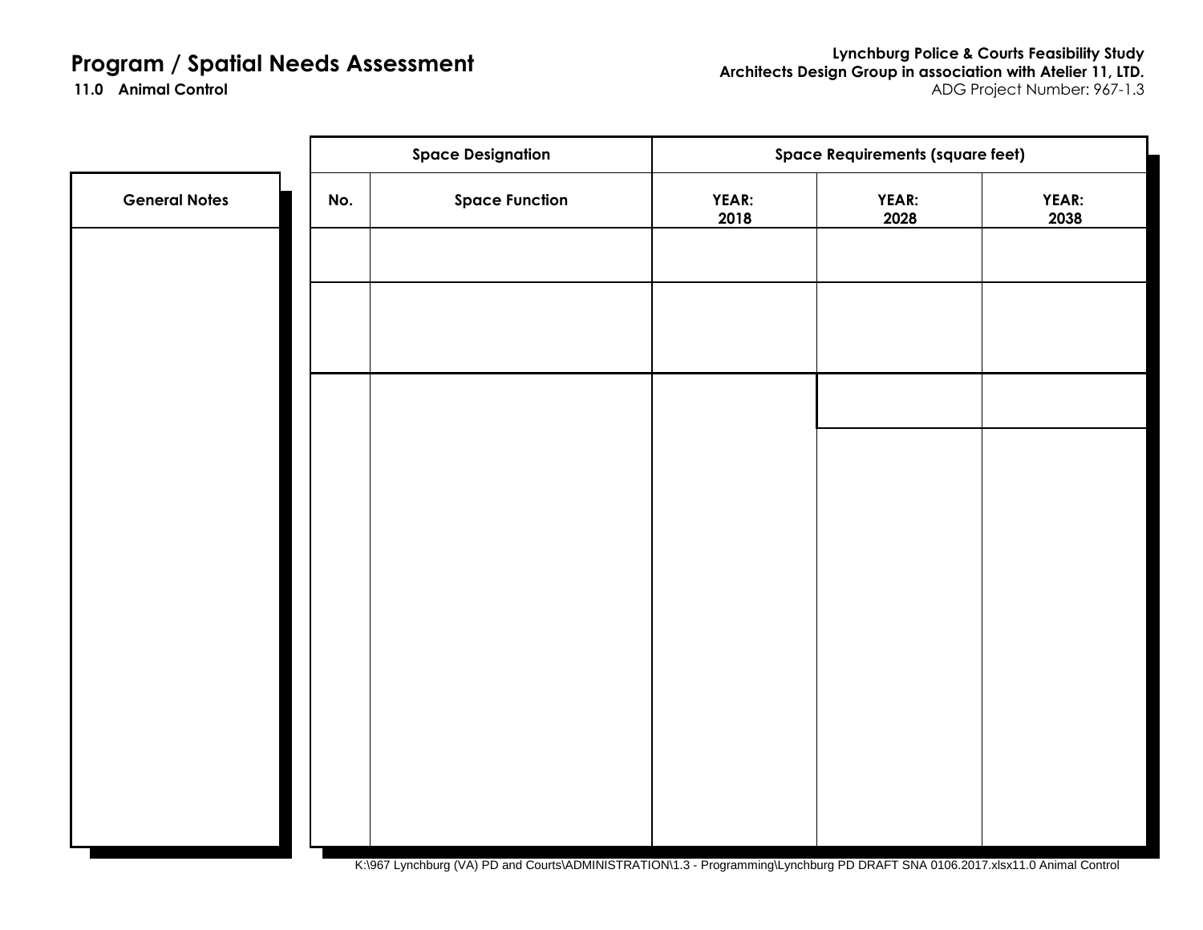# Program / Spatial Needs Assessment

**11.0 Animal Control**

**Lynchburg Police & Courts Feasibility Study**
**Architects Design Group in association with Atelier 11, LTD.**
ADG Project Number: 967-1.3

| General Notes |
| --- |
| |

| Space Designation | | Space Requirements (square feet) | | |
| --- | --- | --- | --- | --- |
| **No.** | **Space Function** | **YEAR: 2018** | **YEAR: 2028** | **YEAR: 2038** |
| | | | | |
| | | | | |
| | | | | |

K:\967 Lynchburg (VA) PD and Courts\ADMINISTRATION\1.3 - Programming\Lynchburg PD DRAFT SNA 0106.2017.xlsx11.0 Animal Control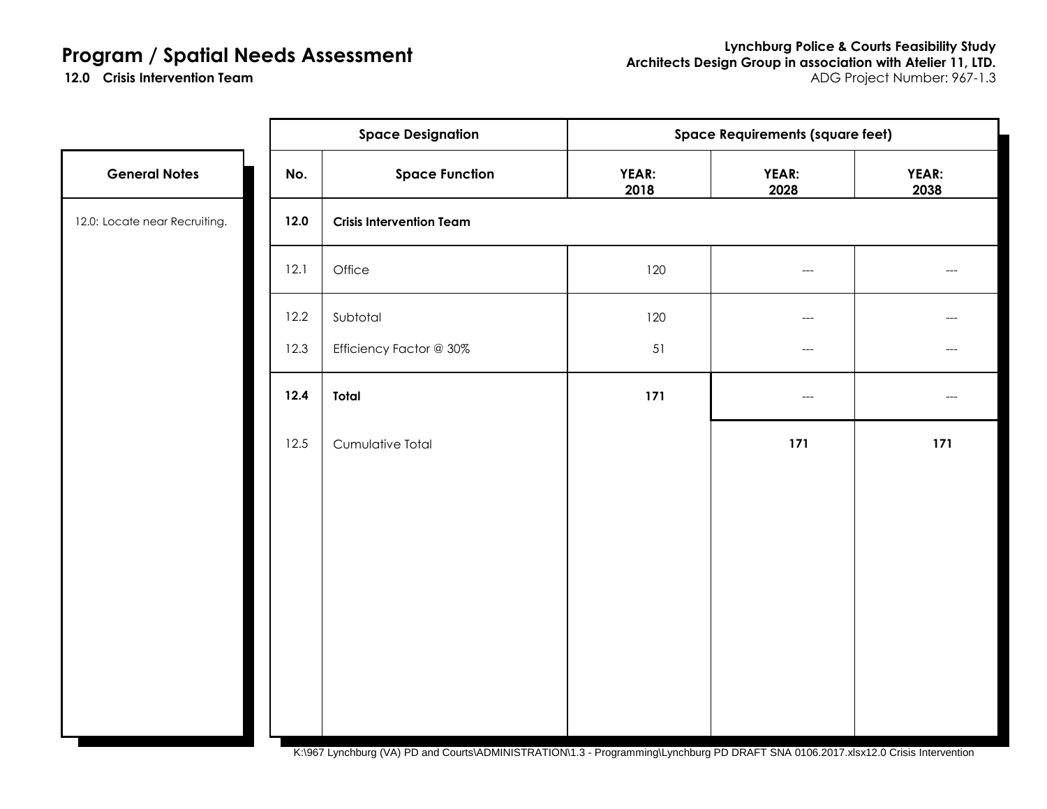# Program / Spatial Needs Assessment

**12.0 Crisis Intervention Team**

**Lynchburg Police & Courts Feasibility Study**
**Architects Design Group in association with Atelier 11, LTD.**
ADG Project Number: 967-1.3

| General Notes |
| --- |
| 12.0: Locate near Recruiting. |

| Space Designation | | Space Requirements (square feet) | | |
| --- | --- | --- | --- | --- |
| **No.** | **Space Function** | **YEAR: 2018** | **YEAR: 2028** | **YEAR: 2038** |
| **12.0** | **Crisis Intervention Team** | | | |
| 12.1 | Office | 120 | --- | --- |
| 12.2 | Subtotal | 120 | --- | --- |
| 12.3 | Efficiency Factor @ 30% | 51 | --- | --- |
| **12.4** | **Total** | **171** | --- | --- |
| 12.5 | Cumulative Total | | **171** | **171** |

K:\967 Lynchburg (VA) PD and Courts\ADMINISTRATION\1.3 - Programming\Lynchburg PD DRAFT SNA 0106.2017.xlsx12.0 Crisis Intervention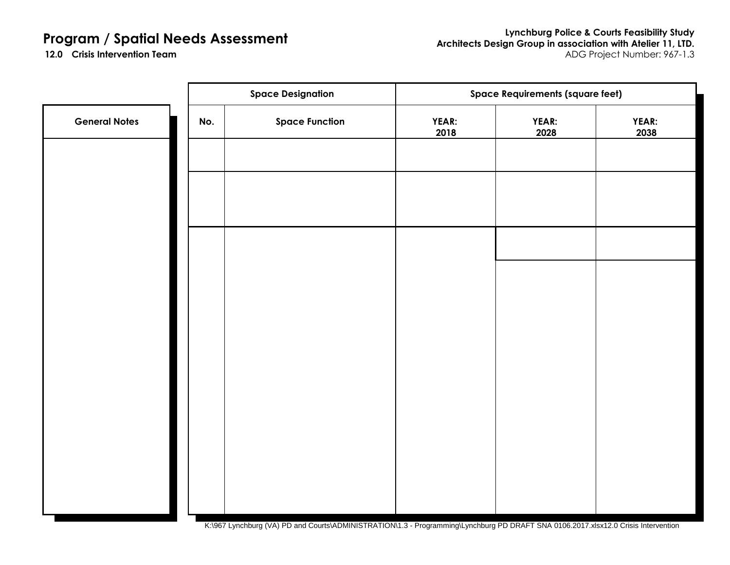# Program / Spatial Needs Assessment

**12.0 Crisis Intervention Team**

**Lynchburg Police & Courts Feasibility Study**
**Architects Design Group in association with Atelier 11, LTD.**
ADG Project Number: 967-1.3

| General Notes |
|---|
| |

| Space Designation | | Space Requirements (square feet) | | |
|---|---|---|---|---|
| **No.** | **Space Function** | **YEAR: 2018** | **YEAR: 2028** | **YEAR: 2038** |
| | | | | |
| | | | | |
| | | | | |

K:\967 Lynchburg (VA) PD and Courts\ADMINISTRATION\1.3 - Programming\Lynchburg PD DRAFT SNA 0106.2017.xlsx12.0 Crisis Intervention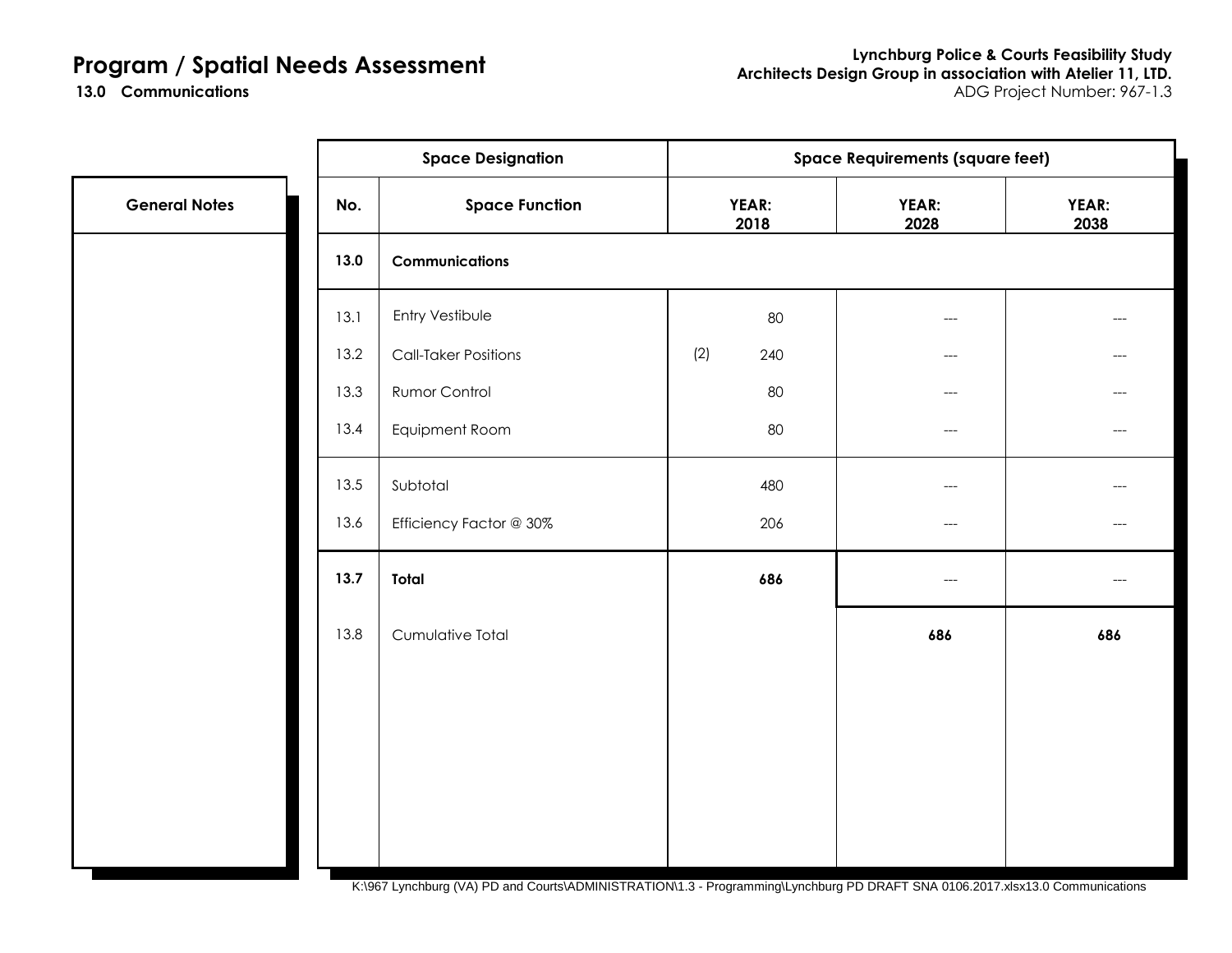# Program / Spatial Needs Assessment

**13.0 Communications**

**Lynchburg Police & Courts Feasibility Study**
**Architects Design Group in association with Atelier 11, LTD.**
ADG Project Number: 967-1.3

| General Notes | Space Designation | | Space Requirements (square feet) | | |
|---|---|---|---|---|---|
| | **No.** | **Space Function** | **YEAR: 2018** | **YEAR: 2028** | **YEAR: 2038** |
| | **13.0** | **Communications** | | | |
| | 13.1 | Entry Vestibule | 80 | --- | --- |
| | 13.2 | Call-Taker Positions | (2) 240 | --- | --- |
| | 13.3 | Rumor Control | 80 | --- | --- |
| | 13.4 | Equipment Room | 80 | --- | --- |
| | 13.5 | Subtotal | 480 | --- | --- |
| | 13.6 | Efficiency Factor @ 30% | 206 | --- | --- |
| | **13.7** | **Total** | **686** | --- | --- |
| | 13.8 | Cumulative Total | | **686** | **686** |

K:\967 Lynchburg (VA) PD and Courts\ADMINISTRATION\1.3 - Programming\Lynchburg PD DRAFT SNA 0106.2017.xlsx13.0 Communications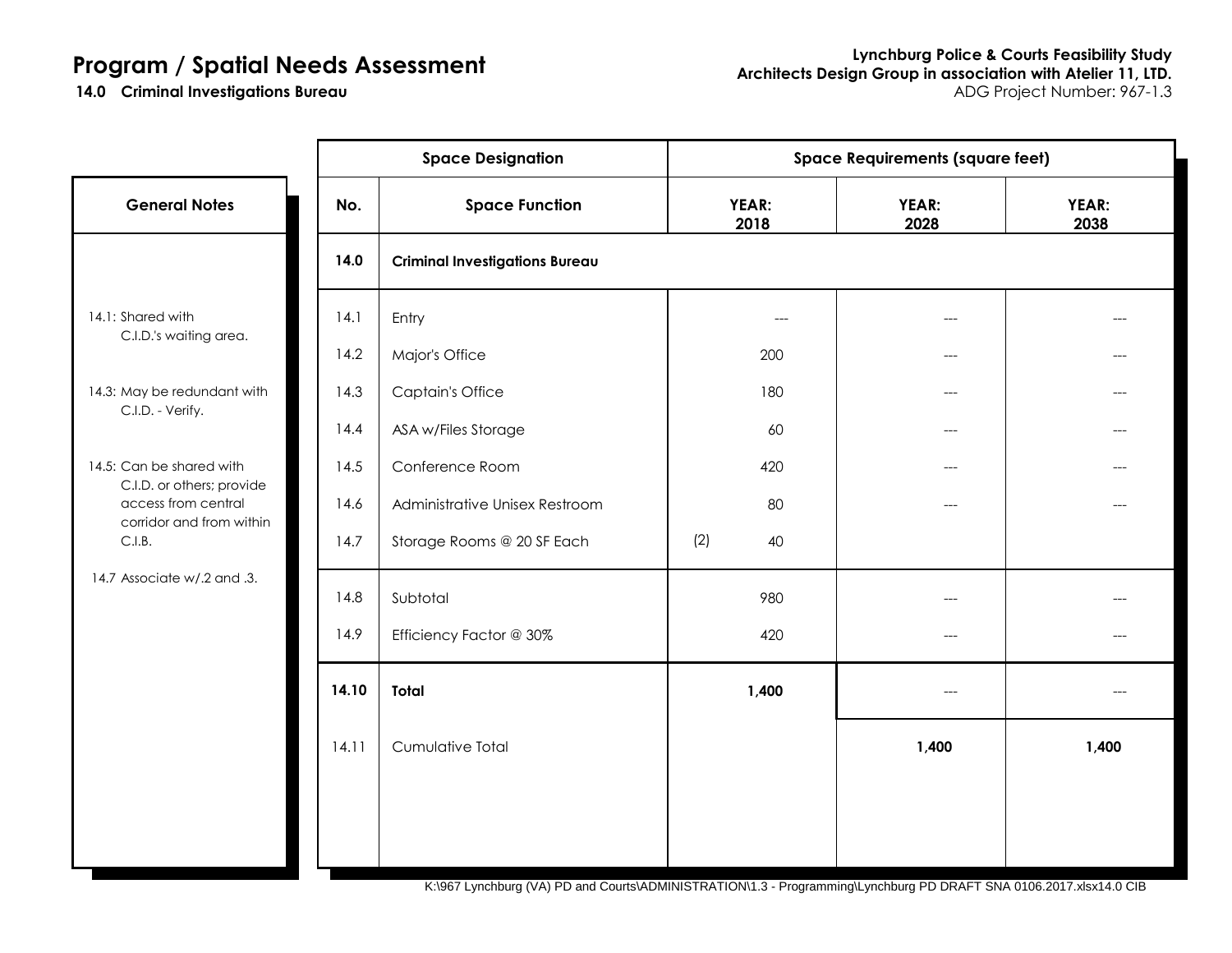# Program / Spatial Needs Assessment

**14.0 Criminal Investigations Bureau**

**Lynchburg Police & Courts Feasibility Study**
**Architects Design Group in association with Atelier 11, LTD.**
ADG Project Number: 967-1.3

| General Notes | No. | Space Function | YEAR: 2018 | YEAR: 2028 | YEAR: 2038 |
|---|---|---|---|---|---|
| | **14.0** | **Criminal Investigations Bureau** | | | |
| 14.1: Shared with C.I.D.'s waiting area. | 14.1 | Entry | --- | --- | --- |
| | 14.2 | Major's Office | 200 | --- | --- |
| 14.3: May be redundant with C.I.D. - Verify. | 14.3 | Captain's Office | 180 | --- | --- |
| | 14.4 | ASA w/Files Storage | 60 | --- | --- |
| 14.5: Can be shared with C.I.D. or others; provide access from central corridor and from within C.I.B. | 14.5 | Conference Room | 420 | --- | --- |
| | 14.6 | Administrative Unisex Restroom | 80 | --- | --- |
| | 14.7 | Storage Rooms @ 20 SF Each | (2) 40 | | |
| 14.7 Associate w/.2 and .3. | 14.8 | Subtotal | 980 | --- | --- |
| | 14.9 | Efficiency Factor @ 30% | 420 | --- | --- |
| | **14.10** | **Total** | **1,400** | --- | --- |
| | 14.11 | Cumulative Total | | **1,400** | **1,400** |

K:\967 Lynchburg (VA) PD and Courts\ADMINISTRATION\1.3 - Programming\Lynchburg PD DRAFT SNA 0106.2017.xlsx14.0 CIB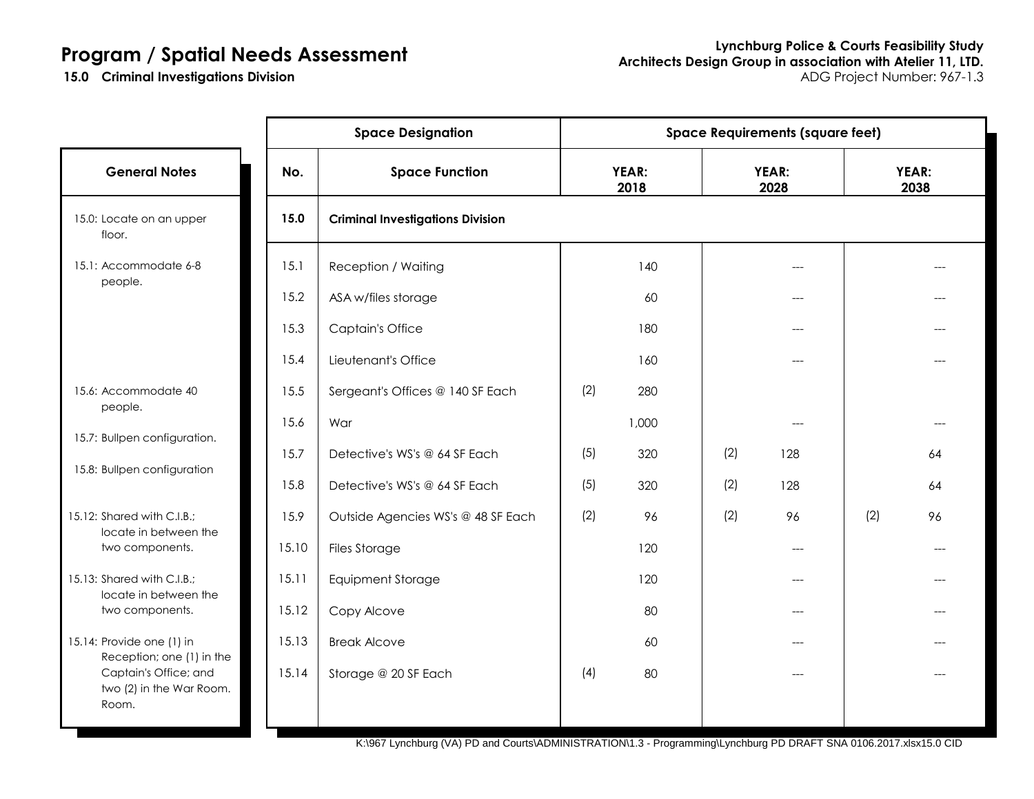# Program / Spatial Needs Assessment

**15.0 Criminal Investigations Division**

**Lynchburg Police & Courts Feasibility Study**
**Architects Design Group in association with Atelier 11, LTD.**
ADG Project Number: 967-1.3

| General Notes | No. | Space Function | YEAR: 2018 | | YEAR: 2028 | | YEAR: 2038 | |
|---|---|---|---|---|---|---|---|---|
| 15.0: Locate on an upper floor. | **15.0** | **Criminal Investigations Division** | | | | | | |
| 15.1: Accommodate 6-8 people. | 15.1 | Reception / Waiting | | 140 | | --- | | --- |
| | 15.2 | ASA w/files storage | | 60 | | --- | | --- |
| | 15.3 | Captain's Office | | 180 | | --- | | --- |
| | 15.4 | Lieutenant's Office | | 160 | | --- | | --- |
| | 15.5 | Sergeant's Offices @ 140 SF Each | (2) | 280 | | | | |
| 15.6: Accommodate 40 people. | 15.6 | War | | 1,000 | | --- | | --- |
| 15.7: Bullpen configuration. | 15.7 | Detective's WS's @ 64 SF Each | (5) | 320 | (2) | 128 | | 64 |
| 15.8: Bullpen configuration | 15.8 | Detective's WS's @ 64 SF Each | (5) | 320 | (2) | 128 | | 64 |
| 15.12: Shared with C.I.B.; locate in between the two components. | 15.9 | Outside Agencies WS's @ 48 SF Each | (2) | 96 | (2) | 96 | (2) | 96 |
| | 15.10 | Files Storage | | 120 | | --- | | --- |
| 15.13: Shared with C.I.B.; locate in between the two components. | 15.11 | Equipment Storage | | 120 | | --- | | --- |
| | 15.12 | Copy Alcove | | 80 | | --- | | --- |
| 15.14: Provide one (1) in Reception; one (1) in the Captain's Office; and two (2) in the War Room. Room. | 15.13 | Break Alcove | | 60 | | --- | | --- |
| | 15.14 | Storage @ 20 SF Each | (4) | 80 | | --- | | --- |

K:\967 Lynchburg (VA) PD and Courts\ADMINISTRATION\1.3 - Programming\Lynchburg PD DRAFT SNA 0106.2017.xlsx15.0 CID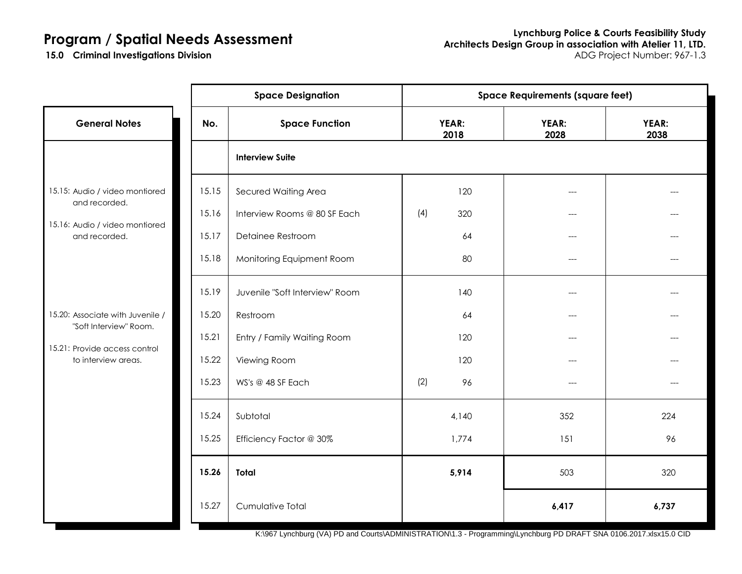# Program / Spatial Needs Assessment

**15.0 Criminal Investigations Division**

**Lynchburg Police & Courts Feasibility Study**
**Architects Design Group in association with Atelier 11, LTD.**
ADG Project Number: 967-1.3

| General Notes | No. | Space Function | YEAR: 2018 | YEAR: 2028 | YEAR: 2038 |
|---|---|---|---|---|---|
| | | **Interview Suite** | | | |
| 15.15: Audio / video montiored and recorded. | 15.15 | Secured Waiting Area | 120 | --- | --- |
| 15.16: Audio / video montiored and recorded. | 15.16 | Interview Rooms @ 80 SF Each | (4) 320 | --- | --- |
| | 15.17 | Detainee Restroom | 64 | --- | --- |
| | 15.18 | Monitoring Equipment Room | 80 | --- | --- |
| | 15.19 | Juvenile "Soft Interview" Room | 140 | --- | --- |
| 15.20: Associate with Juvenile / "Soft Interview" Room. | 15.20 | Restroom | 64 | --- | --- |
| 15.21: Provide access control to interview areas. | 15.21 | Entry / Family Waiting Room | 120 | --- | --- |
| | 15.22 | Viewing Room | 120 | --- | --- |
| | 15.23 | WS's @ 48 SF Each | (2) 96 | --- | --- |
| | 15.24 | Subtotal | 4,140 | 352 | 224 |
| | 15.25 | Efficiency Factor @ 30% | 1,774 | 151 | 96 |
| | **15.26** | **Total** | **5,914** | 503 | 320 |
| | 15.27 | Cumulative Total | | **6,417** | **6,737** |

K:\967 Lynchburg (VA) PD and Courts\ADMINISTRATION\1.3 - Programming\Lynchburg PD DRAFT SNA 0106.2017.xlsx15.0 CID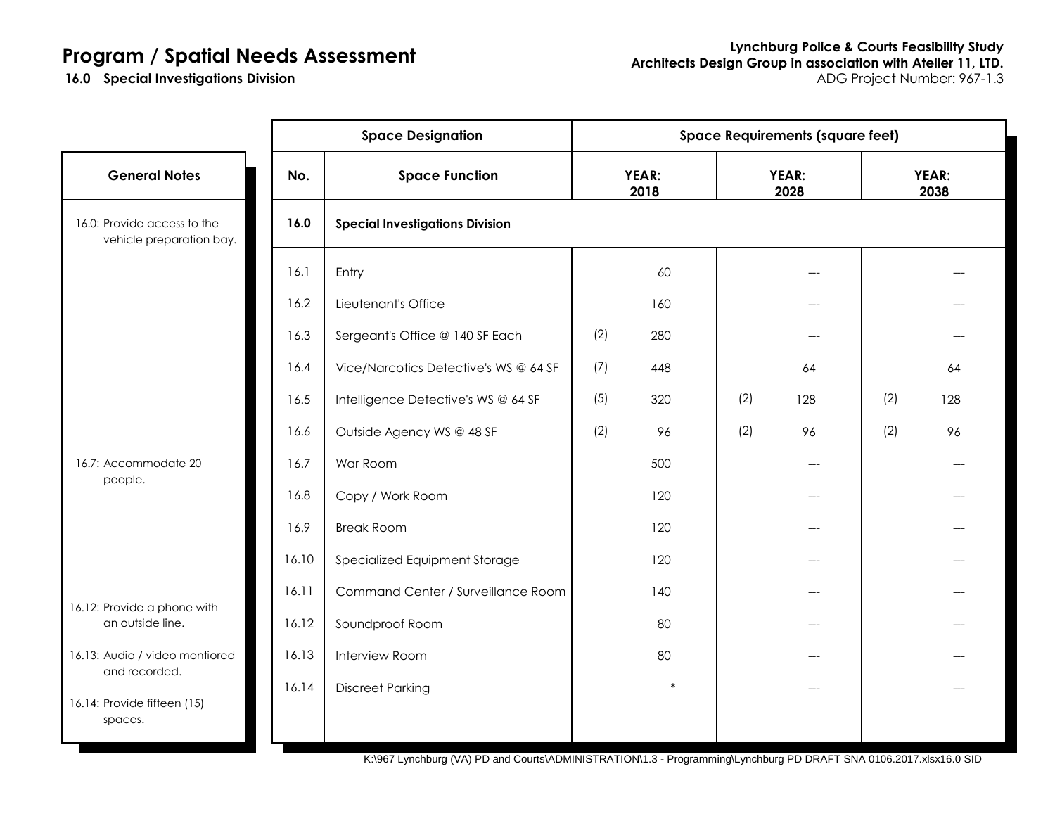# Program / Spatial Needs Assessment

**16.0 Special Investigations Division**

**Lynchburg Police & Courts Feasibility Study**
**Architects Design Group in association with Atelier 11, LTD.**
ADG Project Number: 967-1.3

| General Notes | No. | Space Function | YEAR: 2018 | | YEAR: 2028 | | YEAR: 2038 | |
|---|---|---|---|---|---|---|---|---|
| 16.0: Provide access to the vehicle preparation bay. | **16.0** | **Special Investigations Division** | | | | | | |
| | 16.1 | Entry | | 60 | | --- | | --- |
| | 16.2 | Lieutenant's Office | | 160 | | --- | | --- |
| | 16.3 | Sergeant's Office @ 140 SF Each | (2) | 280 | | --- | | --- |
| | 16.4 | Vice/Narcotics Detective's WS @ 64 SF | (7) | 448 | | 64 | | 64 |
| | 16.5 | Intelligence Detective's WS @ 64 SF | (5) | 320 | (2) | 128 | (2) | 128 |
| | 16.6 | Outside Agency WS @ 48 SF | (2) | 96 | (2) | 96 | (2) | 96 |
| 16.7: Accommodate 20 people. | 16.7 | War Room | | 500 | | --- | | --- |
| | 16.8 | Copy / Work Room | | 120 | | --- | | --- |
| | 16.9 | Break Room | | 120 | | --- | | --- |
| | 16.10 | Specialized Equipment Storage | | 120 | | --- | | --- |
| | 16.11 | Command Center / Surveillance Room | | 140 | | --- | | --- |
| 16.12: Provide a phone with an outside line. | 16.12 | Soundproof Room | | 80 | | --- | | --- |
| 16.13: Audio / video montiored and recorded. | 16.13 | Interview Room | | 80 | | --- | | --- |
| 16.14: Provide fifteen (15) spaces. | 16.14 | Discreet Parking | | * | | --- | | --- |

K:\967 Lynchburg (VA) PD and Courts\ADMINISTRATION\1.3 - Programming\Lynchburg PD DRAFT SNA 0106.2017.xlsx16.0 SID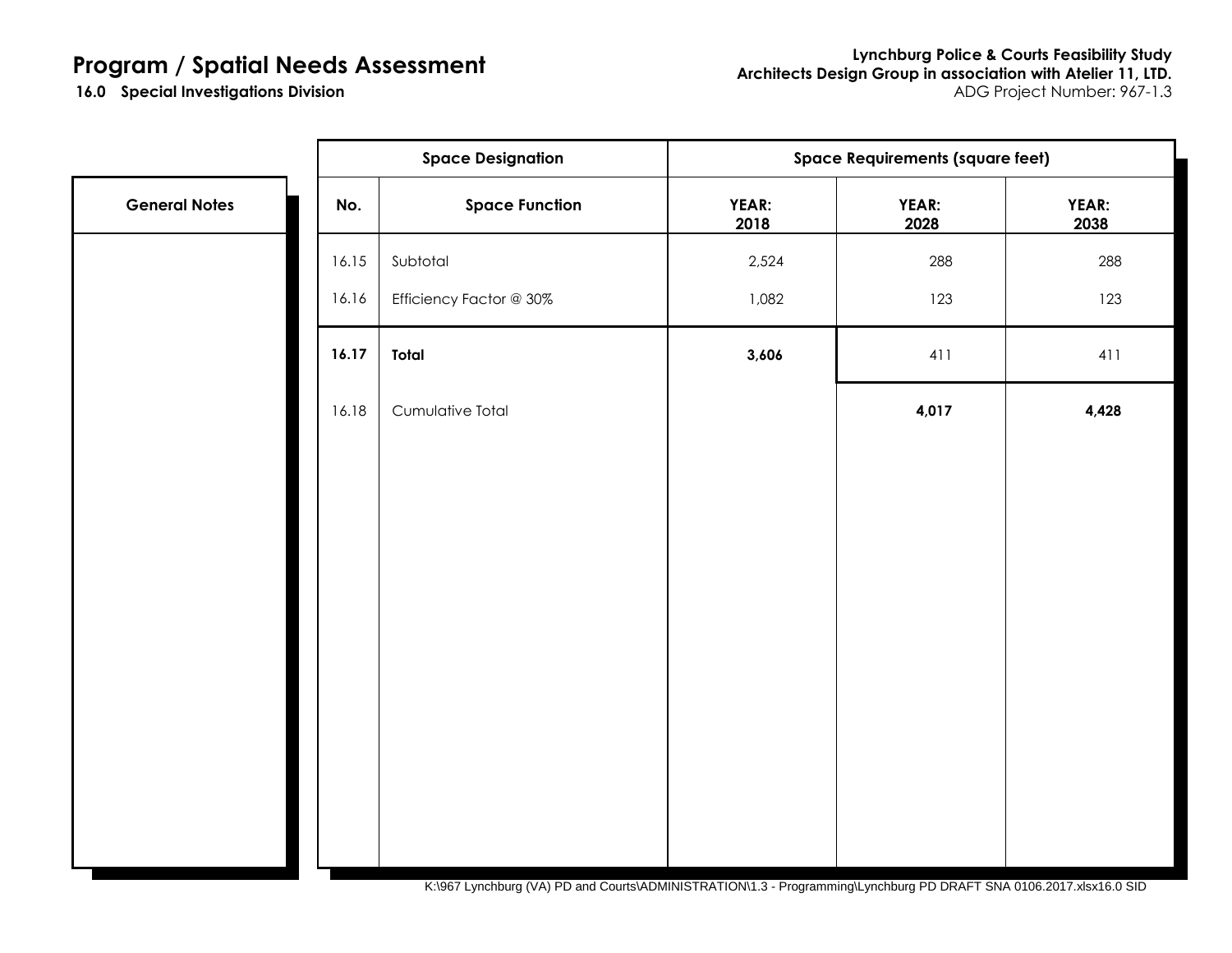# Program / Spatial Needs Assessment

**16.0 Special Investigations Division**

**Lynchburg Police & Courts Feasibility Study**
**Architects Design Group in association with Atelier 11, LTD.**
ADG Project Number: 967-1.3

| General Notes | Space Designation | | Space Requirements (square feet) | | |
|---|---|---|---|---|---|
| | **No.** | **Space Function** | **YEAR: 2018** | **YEAR: 2028** | **YEAR: 2038** |
| | 16.15 | Subtotal | 2,524 | 288 | 288 |
| | 16.16 | Efficiency Factor @ 30% | 1,082 | 123 | 123 |
| | **16.17** | **Total** | **3,606** | 411 | 411 |
| | 16.18 | Cumulative Total | | **4,017** | **4,428** |

K:\967 Lynchburg (VA) PD and Courts\ADMINISTRATION\1.3 - Programming\Lynchburg PD DRAFT SNA 0106.2017.xlsx16.0 SID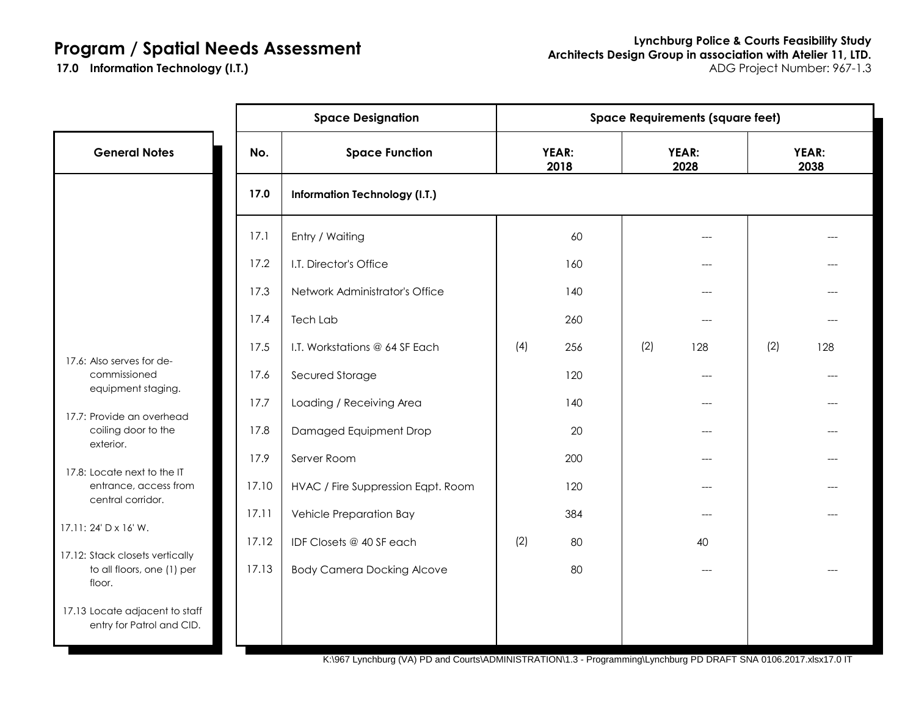# Program / Spatial Needs Assessment

**17.0 Information Technology (I.T.)**

**Lynchburg Police & Courts Feasibility Study**
**Architects Design Group in association with Atelier 11, LTD.**
ADG Project Number: 967-1.3

| Space Designation | | Space Requirements (square feet) | | | | | |
|---|---|---|---|---|---|---|---|
| **No.** | **Space Function** | **YEAR: 2018** | | **YEAR: 2028** | | **YEAR: 2038** | |
| **17.0** | **Information Technology (I.T.)** | | | | | | |
| 17.1 | Entry / Waiting | | 60 | | --- | | --- |
| 17.2 | I.T. Director's Office | | 160 | | --- | | --- |
| 17.3 | Network Administrator's Office | | 140 | | --- | | --- |
| 17.4 | Tech Lab | | 260 | | --- | | --- |
| 17.5 | I.T. Workstations @ 64 SF Each | (4) | 256 | (2) | 128 | (2) | 128 |
| 17.6 | Secured Storage | | 120 | | --- | | --- |
| 17.7 | Loading / Receiving Area | | 140 | | --- | | --- |
| 17.8 | Damaged Equipment Drop | | 20 | | --- | | --- |
| 17.9 | Server Room | | 200 | | --- | | --- |
| 17.10 | HVAC / Fire Suppression Eqpt. Room | | 120 | | --- | | --- |
| 17.11 | Vehicle Preparation Bay | | 384 | | --- | | --- |
| 17.12 | IDF Closets @ 40 SF each | (2) | 80 | | 40 | | |
| 17.13 | Body Camera Docking Alcove | | 80 | | --- | | --- |

**General Notes**

- 17.6: Also serves for de-commissioned equipment staging.
- 17.7: Provide an overhead coiling door to the exterior.
- 17.8: Locate next to the IT entrance, access from central corridor.
- 17.11: 24' D x 16' W.
- 17.12: Stack closets vertically to all floors, one (1) per floor.
- 17.13 Locate adjacent to staff entry for Patrol and CID.

K:\967 Lynchburg (VA) PD and Courts\ADMINISTRATION\1.3 - Programming\Lynchburg PD DRAFT SNA 0106.2017.xlsx17.0 IT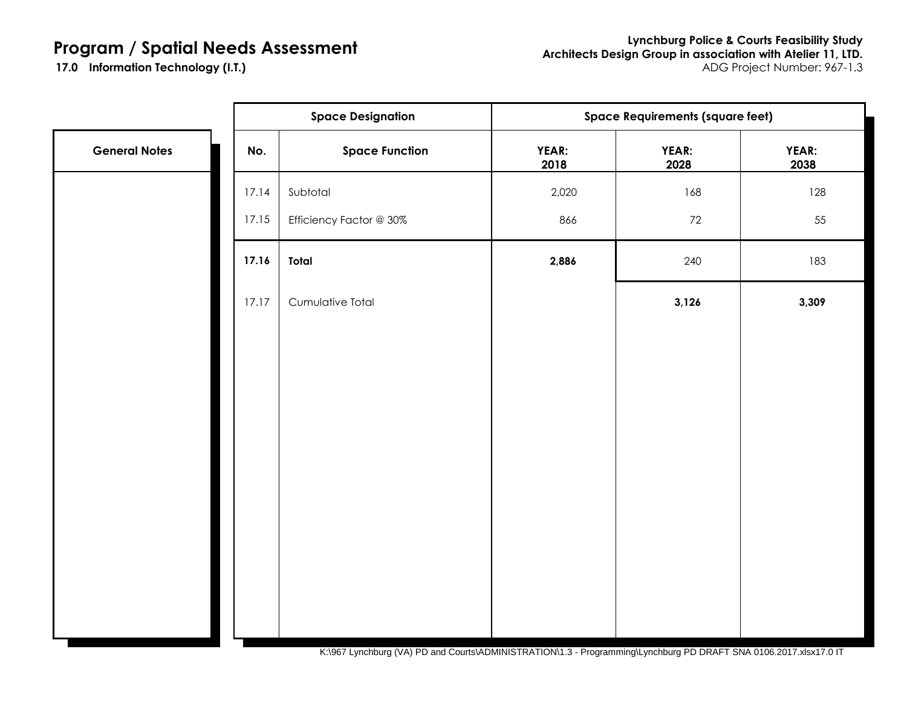# Program / Spatial Needs Assessment

**17.0 Information Technology (I.T.)**

**Lynchburg Police & Courts Feasibility Study**
**Architects Design Group in association with Atelier 11, LTD.**
ADG Project Number: 967-1.3

| General Notes | Space Designation | | Space Requirements (square feet) | | |
|---|---|---|---|---|---|
| | **No.** | **Space Function** | **YEAR: 2018** | **YEAR: 2028** | **YEAR: 2038** |
| | 17.14 | Subtotal | 2,020 | 168 | 128 |
| | 17.15 | Efficiency Factor @ 30% | 866 | 72 | 55 |
| | **17.16** | **Total** | **2,886** | 240 | 183 |
| | 17.17 | Cumulative Total | | **3,126** | **3,309** |

K:\967 Lynchburg (VA) PD and Courts\ADMINISTRATION\1.3 - Programming\Lynchburg PD DRAFT SNA 0106.2017.xlsx17.0 IT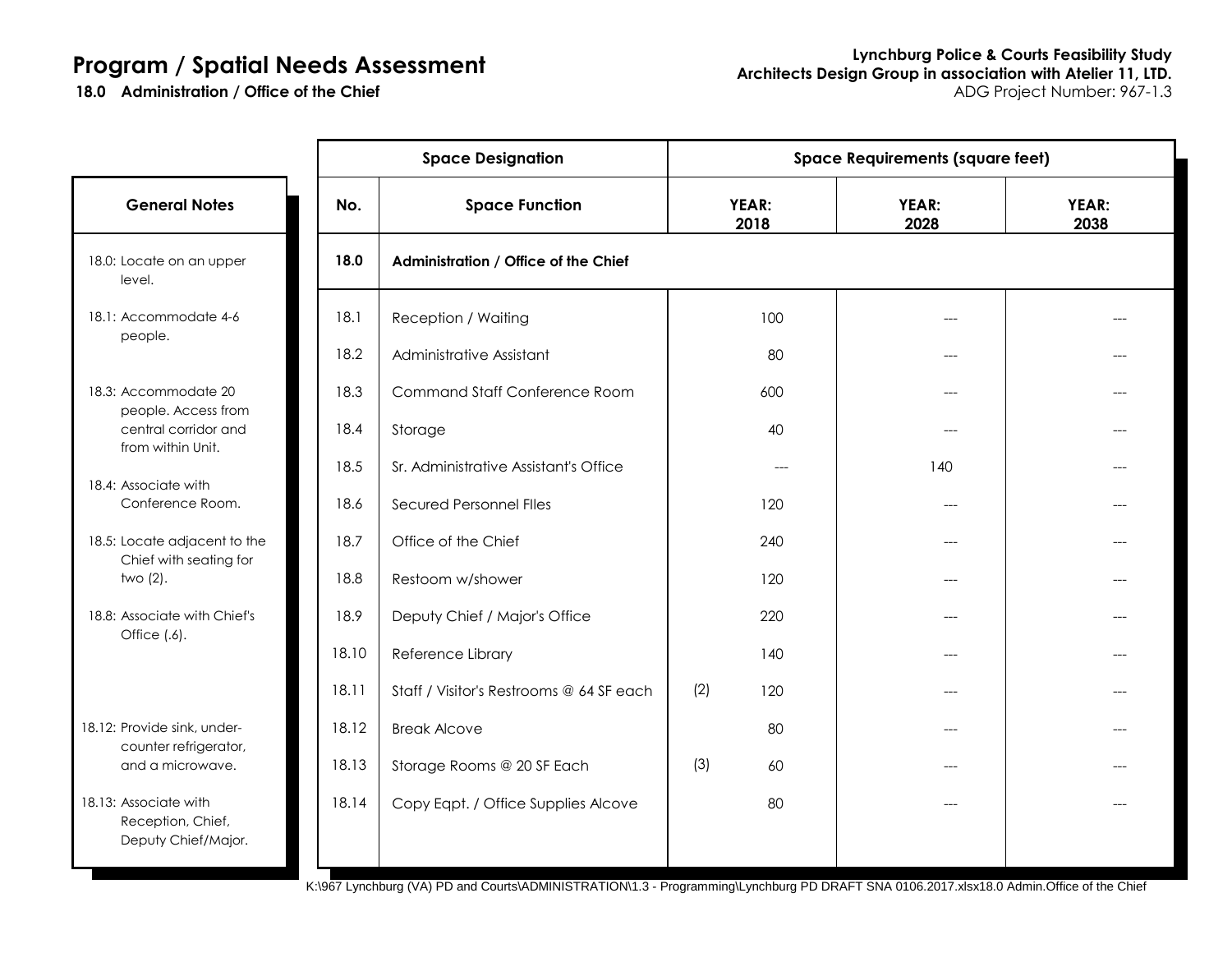# Program / Spatial Needs Assessment

**18.0 Administration / Office of the Chief**

**Lynchburg Police & Courts Feasibility Study**
**Architects Design Group in association with Atelier 11, LTD.**
ADG Project Number: 967-1.3

## General Notes

- 18.0: Locate on an upper level.
- 18.1: Accommodate 4-6 people.
- 18.3: Accommodate 20 people. Access from central corridor and from within Unit.
- 18.4: Associate with Conference Room.
- 18.5: Locate adjacent to the Chief with seating for two (2).
- 18.8: Associate with Chief's Office (.6).
- 18.12: Provide sink, under-counter refrigerator, and a microwave.
- 18.13: Associate with Reception, Chief, Deputy Chief/Major.

| Space Designation | | Space Requirements (square feet) | | |
|---|---|---|---|---|
| **No.** | **Space Function** | **YEAR: 2018** | **YEAR: 2028** | **YEAR: 2038** |
| **18.0** | **Administration / Office of the Chief** | | | |
| 18.1 | Reception / Waiting | 100 | --- | --- |
| 18.2 | Administrative Assistant | 80 | --- | --- |
| 18.3 | Command Staff Conference Room | 600 | --- | --- |
| 18.4 | Storage | 40 | --- | --- |
| 18.5 | Sr. Administrative Assistant's Office | --- | 140 | --- |
| 18.6 | Secured Personnel FIles | 120 | --- | --- |
| 18.7 | Office of the Chief | 240 | --- | --- |
| 18.8 | Restoom w/shower | 120 | --- | --- |
| 18.9 | Deputy Chief / Major's Office | 220 | --- | --- |
| 18.10 | Reference Library | 140 | --- | --- |
| 18.11 | Staff / Visitor's Restrooms @ 64 SF each | (2) 120 | --- | --- |
| 18.12 | Break Alcove | 80 | --- | --- |
| 18.13 | Storage Rooms @ 20 SF Each | (3) 60 | --- | --- |
| 18.14 | Copy Eqpt. / Office Supplies Alcove | 80 | --- | --- |

K:\967 Lynchburg (VA) PD and Courts\ADMINISTRATION\1.3 - Programming\Lynchburg PD DRAFT SNA 0106.2017.xlsx18.0 Admin.Office of the Chief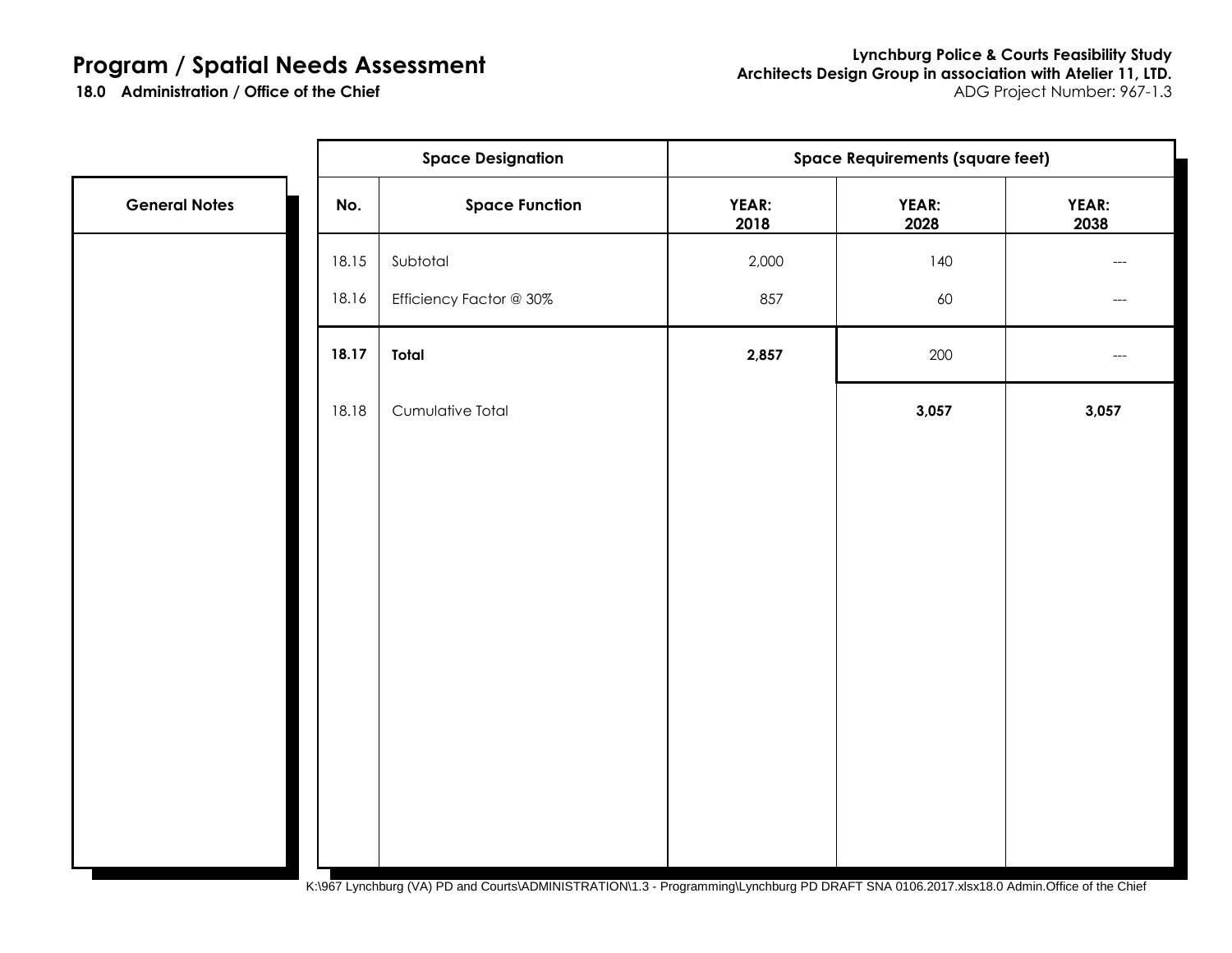# Program / Spatial Needs Assessment

**18.0 Administration / Office of the Chief**

**Lynchburg Police & Courts Feasibility Study**
**Architects Design Group in association with Atelier 11, LTD.**
ADG Project Number: 967-1.3

| General Notes | Space Designation | | Space Requirements (square feet) | | |
|---|---|---|---|---|---|
| | **No.** | **Space Function** | **YEAR: 2018** | **YEAR: 2028** | **YEAR: 2038** |
| | 18.15 | Subtotal | 2,000 | 140 | --- |
| | 18.16 | Efficiency Factor @ 30% | 857 | 60 | --- |
| | **18.17** | **Total** | **2,857** | 200 | --- |
| | 18.18 | Cumulative Total | | **3,057** | **3,057** |

K:\967 Lynchburg (VA) PD and Courts\ADMINISTRATION\1.3 - Programming\Lynchburg PD DRAFT SNA 0106.2017.xlsx18.0 Admin.Office of the Chief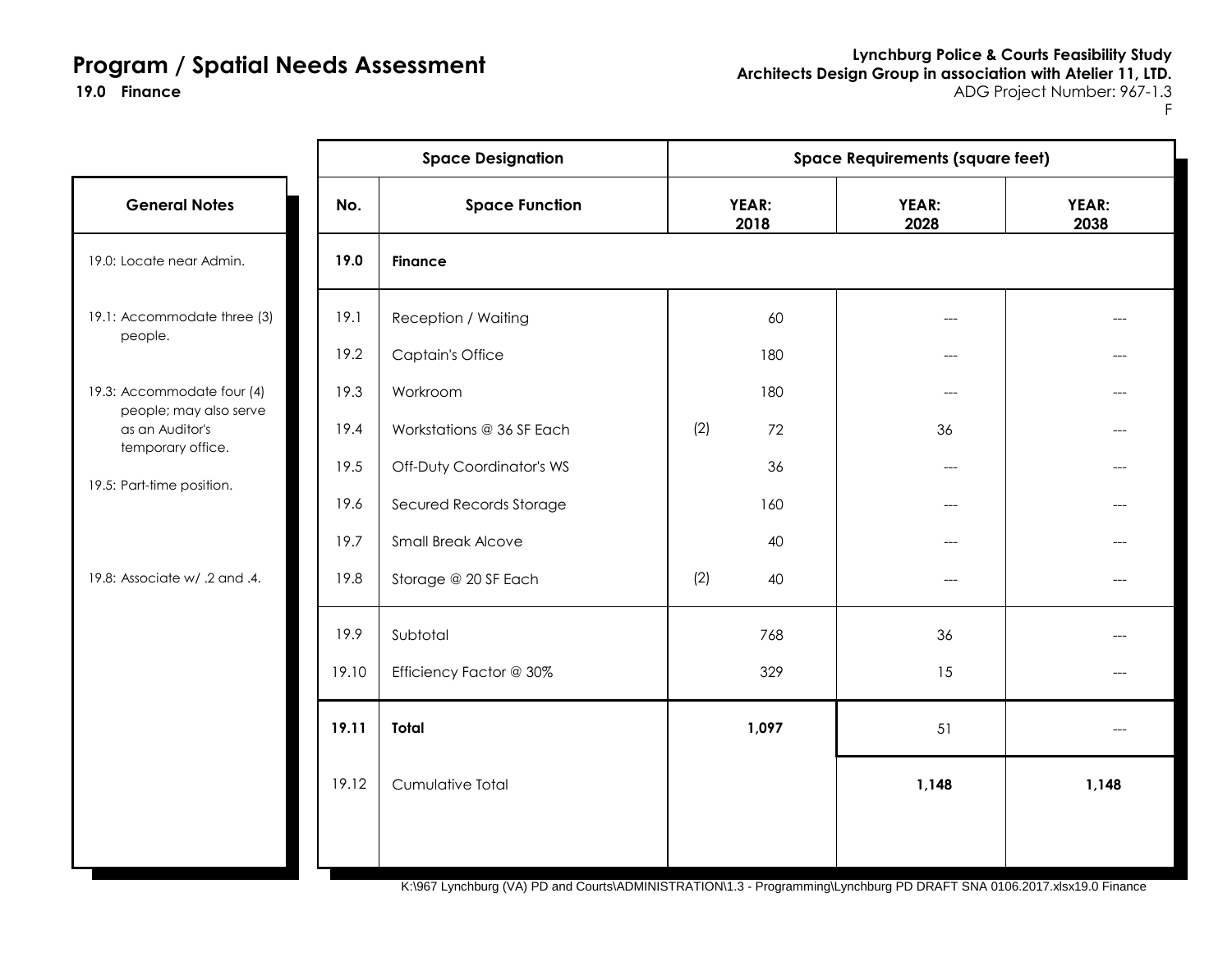# Program / Spatial Needs Assessment

**19.0 Finance**

**Lynchburg Police & Courts Feasibility Study**
**Architects Design Group in association with Atelier 11, LTD.**
ADG Project Number: 967-1.3
F

## General Notes

19.0: Locate near Admin.

19.1: Accommodate three (3) people.

19.3: Accommodate four (4) people; may also serve as an Auditor's temporary office.

19.5: Part-time position.

19.8: Associate w/ .2 and .4.

| Space Designation | | Space Requirements (square feet) | | |
|---|---|---|---|---|
| **No.** | **Space Function** | **YEAR: 2018** | **YEAR: 2028** | **YEAR: 2038** |
| **19.0** | **Finance** | | | |
| 19.1 | Reception / Waiting | 60 | --- | --- |
| 19.2 | Captain's Office | 180 | --- | --- |
| 19.3 | Workroom | 180 | --- | --- |
| 19.4 | Workstations @ 36 SF Each | (2) 72 | 36 | --- |
| 19.5 | Off-Duty Coordinator's WS | 36 | --- | --- |
| 19.6 | Secured Records Storage | 160 | --- | --- |
| 19.7 | Small Break Alcove | 40 | --- | --- |
| 19.8 | Storage @ 20 SF Each | (2) 40 | --- | --- |
| 19.9 | Subtotal | 768 | 36 | --- |
| 19.10 | Efficiency Factor @ 30% | 329 | 15 | --- |
| **19.11** | **Total** | **1,097** | 51 | --- |
| 19.12 | Cumulative Total | | **1,148** | **1,148** |

K:\967 Lynchburg (VA) PD and Courts\ADMINISTRATION\1.3 - Programming\Lynchburg PD DRAFT SNA 0106.2017.xlsx19.0 Finance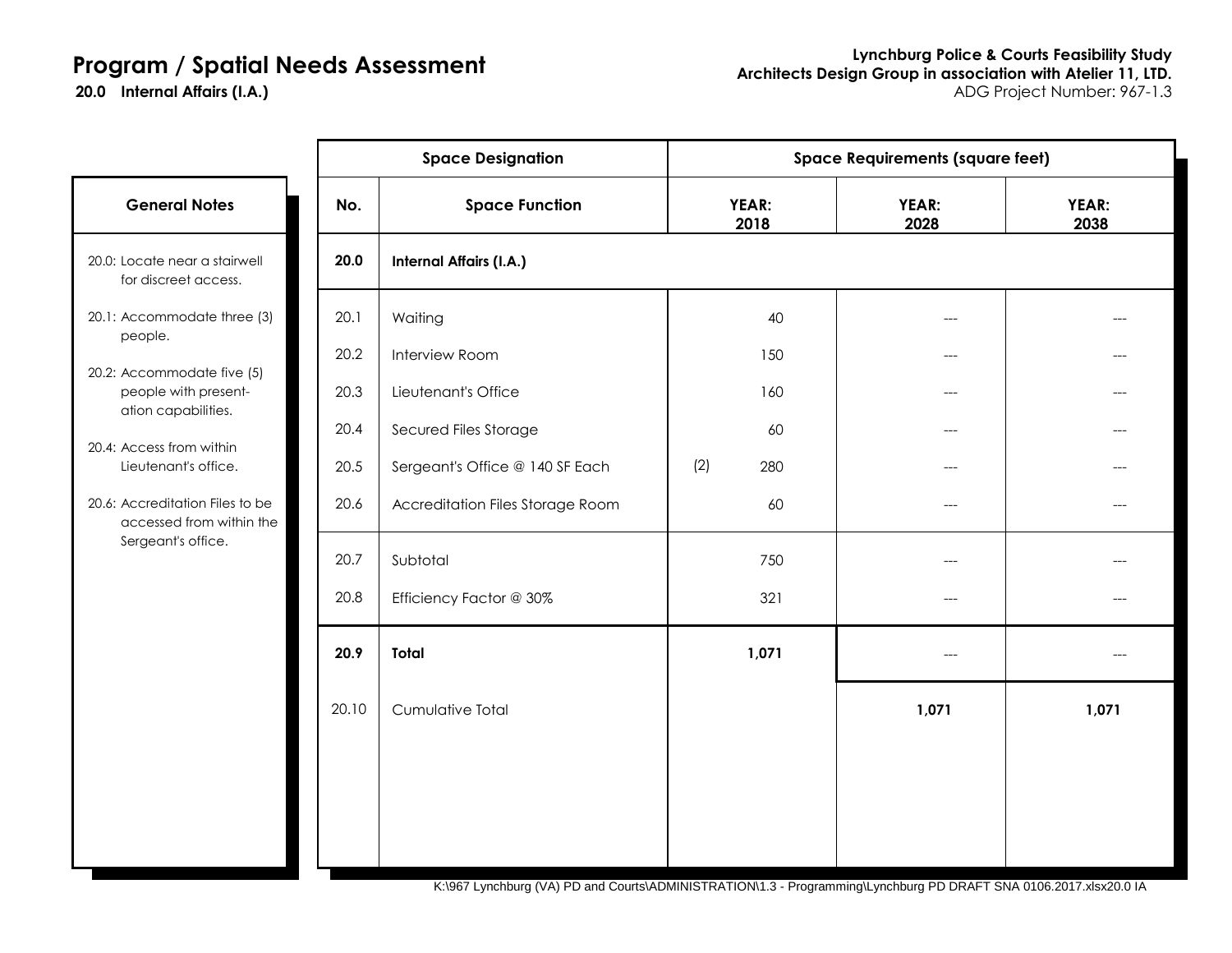# Program / Spatial Needs Assessment

**20.0 Internal Affairs (I.A.)**

**Lynchburg Police & Courts Feasibility Study**
**Architects Design Group in association with Atelier 11, LTD.**
ADG Project Number: 967-1.3

### General Notes

- 20.0: Locate near a stairwell for discreet access.
- 20.1: Accommodate three (3) people.
- 20.2: Accommodate five (5) people with presentation capabilities.
- 20.4: Access from within Lieutenant's office.
- 20.6: Accreditation Files to be accessed from within the Sergeant's office.

| Space Designation | | Space Requirements (square feet) | | |
|---|---|---|---|---|
| **No.** | **Space Function** | **YEAR: 2018** | **YEAR: 2028** | **YEAR: 2038** |
| **20.0** | **Internal Affairs (I.A.)** | | | |
| 20.1 | Waiting | 40 | --- | --- |
| 20.2 | Interview Room | 150 | --- | --- |
| 20.3 | Lieutenant's Office | 160 | --- | --- |
| 20.4 | Secured Files Storage | 60 | --- | --- |
| 20.5 | Sergeant's Office @ 140 SF Each | (2) 280 | --- | --- |
| 20.6 | Accreditation Files Storage Room | 60 | --- | --- |
| 20.7 | Subtotal | 750 | --- | --- |
| 20.8 | Efficiency Factor @ 30% | 321 | --- | --- |
| **20.9** | **Total** | **1,071** | --- | --- |
| 20.10 | Cumulative Total | | **1,071** | **1,071** |

K:\967 Lynchburg (VA) PD and Courts\ADMINISTRATION\1.3 - Programming\Lynchburg PD DRAFT SNA 0106.2017.xlsx20.0 IA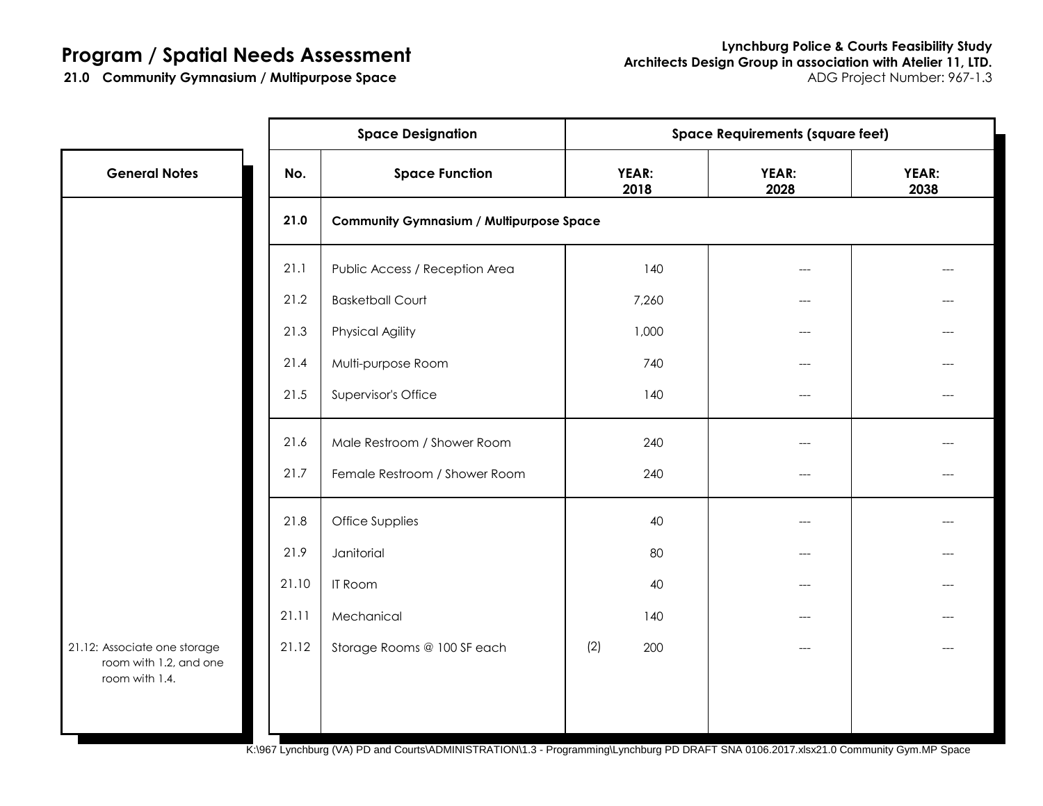# Program / Spatial Needs Assessment

**21.0 Community Gymnasium / Multipurpose Space**

**Lynchburg Police & Courts Feasibility Study**
**Architects Design Group in association with Atelier 11, LTD.**
ADG Project Number: 967-1.3

| General Notes | Space Designation | | Space Requirements (square feet) | | |
|---|---|---|---|---|---|
| | **No.** | **Space Function** | **YEAR: 2018** | **YEAR: 2028** | **YEAR: 2038** |
| | **21.0** | **Community Gymnasium / Multipurpose Space** | | | |
| | 21.1 | Public Access / Reception Area | 140 | --- | --- |
| | 21.2 | Basketball Court | 7,260 | --- | --- |
| | 21.3 | Physical Agility | 1,000 | --- | --- |
| | 21.4 | Multi-purpose Room | 740 | --- | --- |
| | 21.5 | Supervisor's Office | 140 | --- | --- |
| | 21.6 | Male Restroom / Shower Room | 240 | --- | --- |
| | 21.7 | Female Restroom / Shower Room | 240 | --- | --- |
| | 21.8 | Office Supplies | 40 | --- | --- |
| | 21.9 | Janitorial | 80 | --- | --- |
| | 21.10 | IT Room | 40 | --- | --- |
| | 21.11 | Mechanical | 140 | --- | --- |
| 21.12: Associate one storage room with 1.2, and one room with 1.4. | 21.12 | Storage Rooms @ 100 SF each | (2) 200 | --- | --- |

K:\967 Lynchburg (VA) PD and Courts\ADMINISTRATION\1.3 - Programming\Lynchburg PD DRAFT SNA 0106.2017.xlsx21.0 Community Gym.MP Space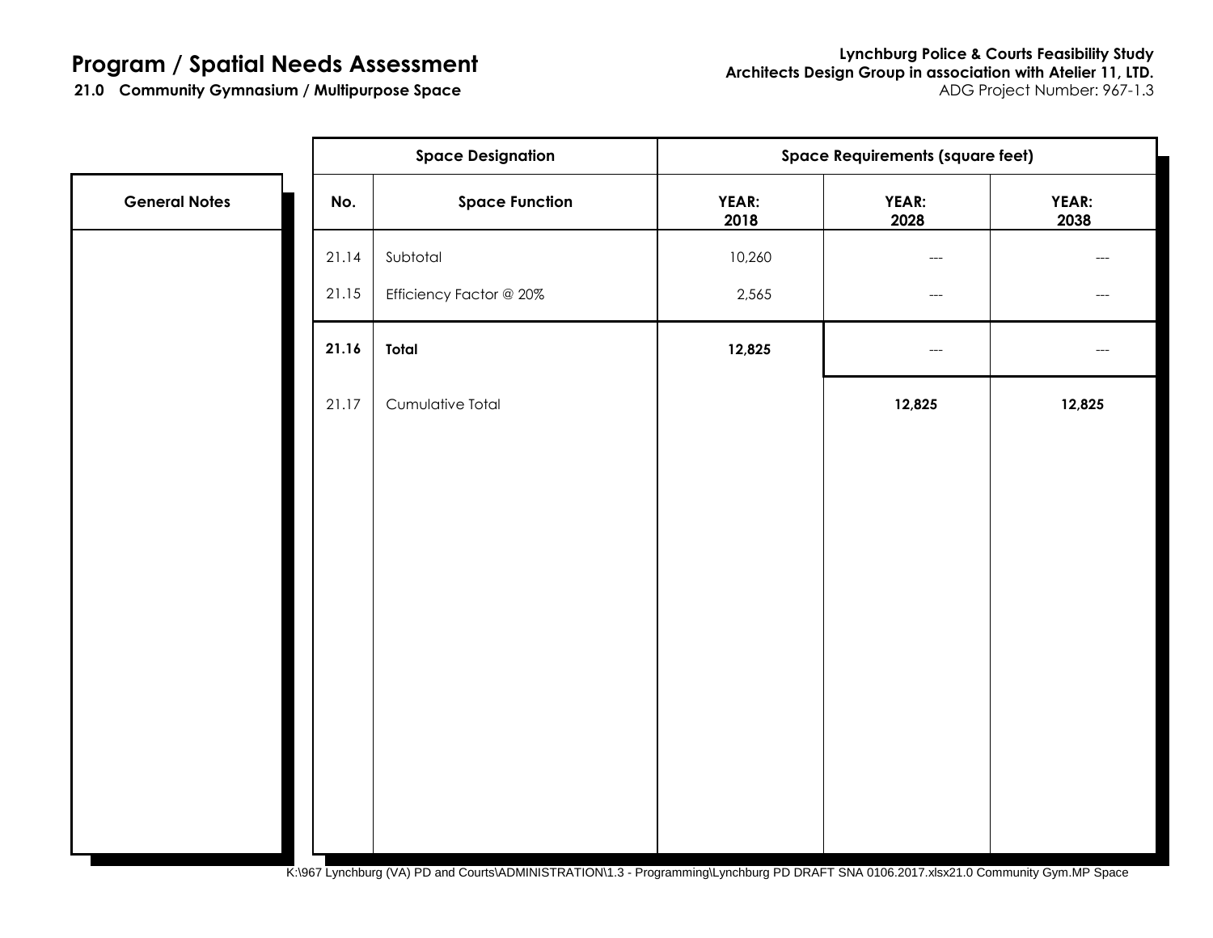# Program / Spatial Needs Assessment

**21.0 Community Gymnasium / Multipurpose Space**

**Lynchburg Police & Courts Feasibility Study**
**Architects Design Group in association with Atelier 11, LTD.**
ADG Project Number: 967-1.3

| General Notes | Space Designation | | Space Requirements (square feet) | | |
|---|---|---|---|---|---|
| | **No.** | **Space Function** | **YEAR: 2018** | **YEAR: 2028** | **YEAR: 2038** |
| | 21.14 | Subtotal | 10,260 | --- | --- |
| | 21.15 | Efficiency Factor @ 20% | 2,565 | --- | --- |
| | **21.16** | **Total** | **12,825** | --- | --- |
| | 21.17 | Cumulative Total | | **12,825** | **12,825** |

K:\967 Lynchburg (VA) PD and Courts\ADMINISTRATION\1.3 - Programming\Lynchburg PD DRAFT SNA 0106.2017.xlsx21.0 Community Gym.MP Space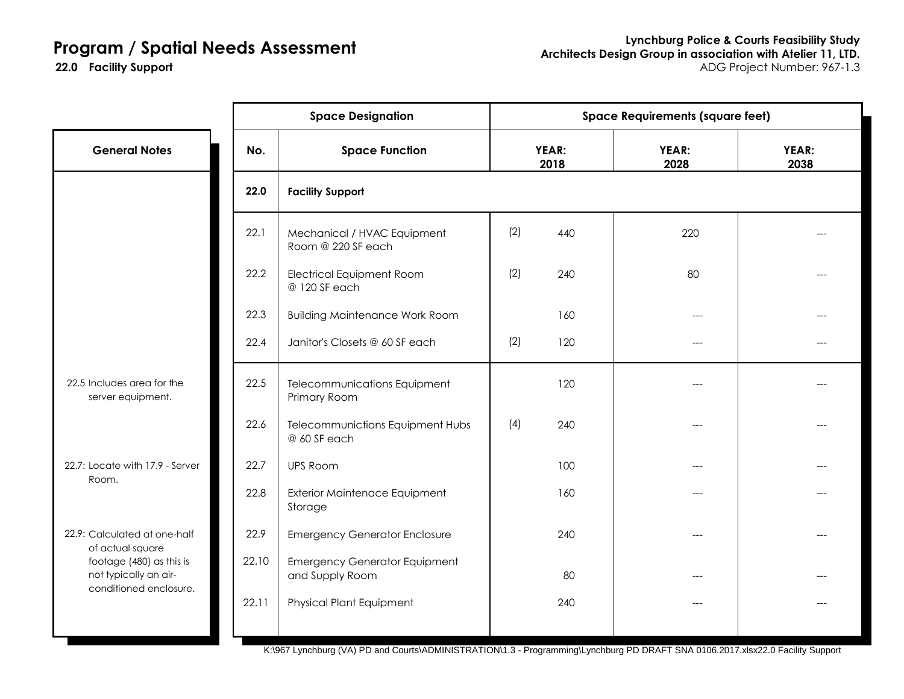# Program / Spatial Needs Assessment

**22.0 Facility Support**

**Lynchburg Police & Courts Feasibility Study**
**Architects Design Group in association with Atelier 11, LTD.**
ADG Project Number: 967-1.3

| General Notes | No. | Space Function | YEAR: 2018 | | YEAR: 2028 | YEAR: 2038 |
|---|---|---|---|---|---|---|
| | **22.0** | **Facility Support** | | | | |
| | 22.1 | Mechanical / HVAC Equipment Room @ 220 SF each | (2) | 440 | 220 | --- |
| | 22.2 | Electrical Equipment Room @ 120 SF each | (2) | 240 | 80 | --- |
| | 22.3 | Building Maintenance Work Room | | 160 | --- | --- |
| | 22.4 | Janitor's Closets @ 60 SF each | (2) | 120 | --- | --- |
| 22.5 Includes area for the server equipment. | 22.5 | Telecommunications Equipment Primary Room | | 120 | --- | --- |
| | 22.6 | Telecommunictions Equipment Hubs @ 60 SF each | (4) | 240 | --- | --- |
| 22.7: Locate with 17.9 - Server Room. | 22.7 | UPS Room | | 100 | --- | --- |
| | 22.8 | Exterior Maintenace Equipment Storage | | 160 | --- | --- |
| 22.9: Calculated at one-half of actual square footage (480) as this is not typically an air-conditioned enclosure. | 22.9 | Emergency Generator Enclosure | | 240 | --- | --- |
| | 22.10 | Emergency Generator Equipment and Supply Room | | 80 | --- | --- |
| | 22.11 | Physical Plant Equipment | | 240 | --- | --- |

K:\967 Lynchburg (VA) PD and Courts\ADMINISTRATION\1.3 - Programming\Lynchburg PD DRAFT SNA 0106.2017.xlsx22.0 Facility Support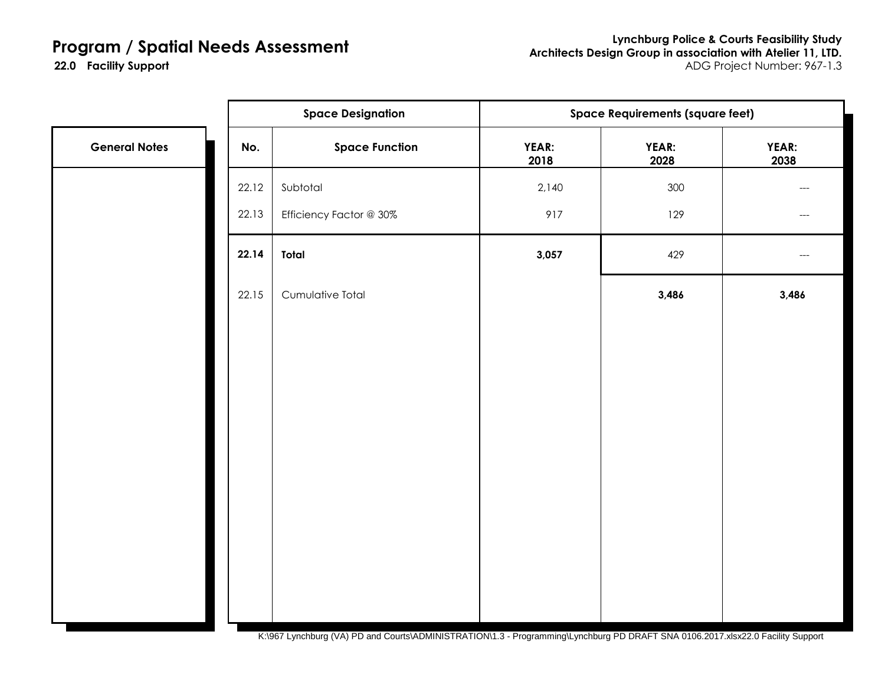# Program / Spatial Needs Assessment

**22.0 Facility Support**

**Lynchburg Police & Courts Feasibility Study**
**Architects Design Group in association with Atelier 11, LTD.**
ADG Project Number: 967-1.3

| General Notes | Space Designation | | Space Requirements (square feet) | | |
|---|---|---|---|---|---|
| | **No.** | **Space Function** | **YEAR: 2018** | **YEAR: 2028** | **YEAR: 2038** |
| | 22.12 | Subtotal | 2,140 | 300 | --- |
| | 22.13 | Efficiency Factor @ 30% | 917 | 129 | --- |
| | **22.14** | **Total** | **3,057** | 429 | --- |
| | 22.15 | Cumulative Total | | **3,486** | **3,486** |

K:\967 Lynchburg (VA) PD and Courts\ADMINISTRATION\1.3 - Programming\Lynchburg PD DRAFT SNA 0106.2017.xlsx22.0 Facility Support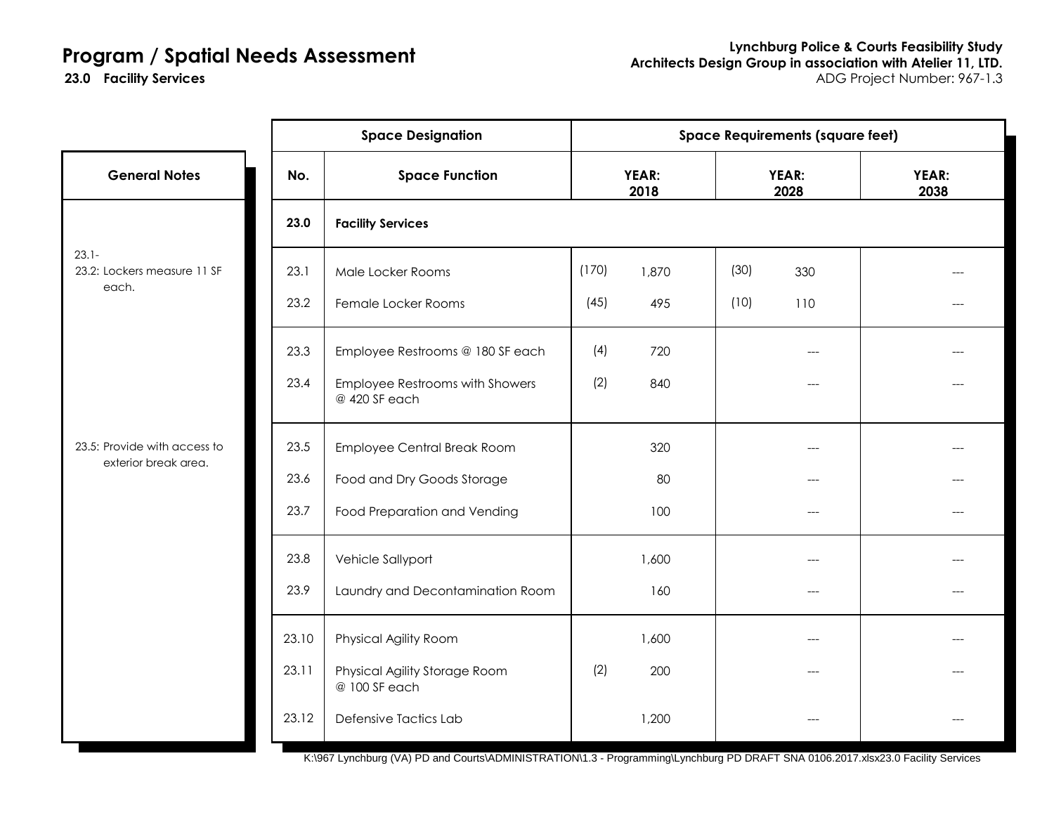# Program / Spatial Needs Assessment

**23.0 Facility Services**

**Lynchburg Police & Courts Feasibility Study**
**Architects Design Group in association with Atelier 11, LTD.**
ADG Project Number: 967-1.3

| General Notes | No. | Space Function | YEAR: 2018 | | YEAR: 2028 | | YEAR: 2038 |
|---|---|---|---|---|---|---|---|
| | **23.0** | **Facility Services** | | | | | |
| 23.1-23.2: Lockers measure 11 SF each. | 23.1 | Male Locker Rooms | (170) | 1,870 | (30) | 330 | --- |
| | 23.2 | Female Locker Rooms | (45) | 495 | (10) | 110 | --- |
| | 23.3 | Employee Restrooms @ 180 SF each | (4) | 720 | | --- | --- |
| | 23.4 | Employee Restrooms with Showers @ 420 SF each | (2) | 840 | | --- | --- |
| 23.5: Provide with access to exterior break area. | 23.5 | Employee Central Break Room | | 320 | | --- | --- |
| | 23.6 | Food and Dry Goods Storage | | 80 | | --- | --- |
| | 23.7 | Food Preparation and Vending | | 100 | | --- | --- |
| | 23.8 | Vehicle Sallyport | | 1,600 | | --- | --- |
| | 23.9 | Laundry and Decontamination Room | | 160 | | --- | --- |
| | 23.10 | Physical Agility Room | | 1,600 | | --- | --- |
| | 23.11 | Physical Agility Storage Room @ 100 SF each | (2) | 200 | | --- | --- |
| | 23.12 | Defensive Tactics Lab | | 1,200 | | --- | --- |

K:\967 Lynchburg (VA) PD and Courts\ADMINISTRATION\1.3 - Programming\Lynchburg PD DRAFT SNA 0106.2017.xlsx23.0 Facility Services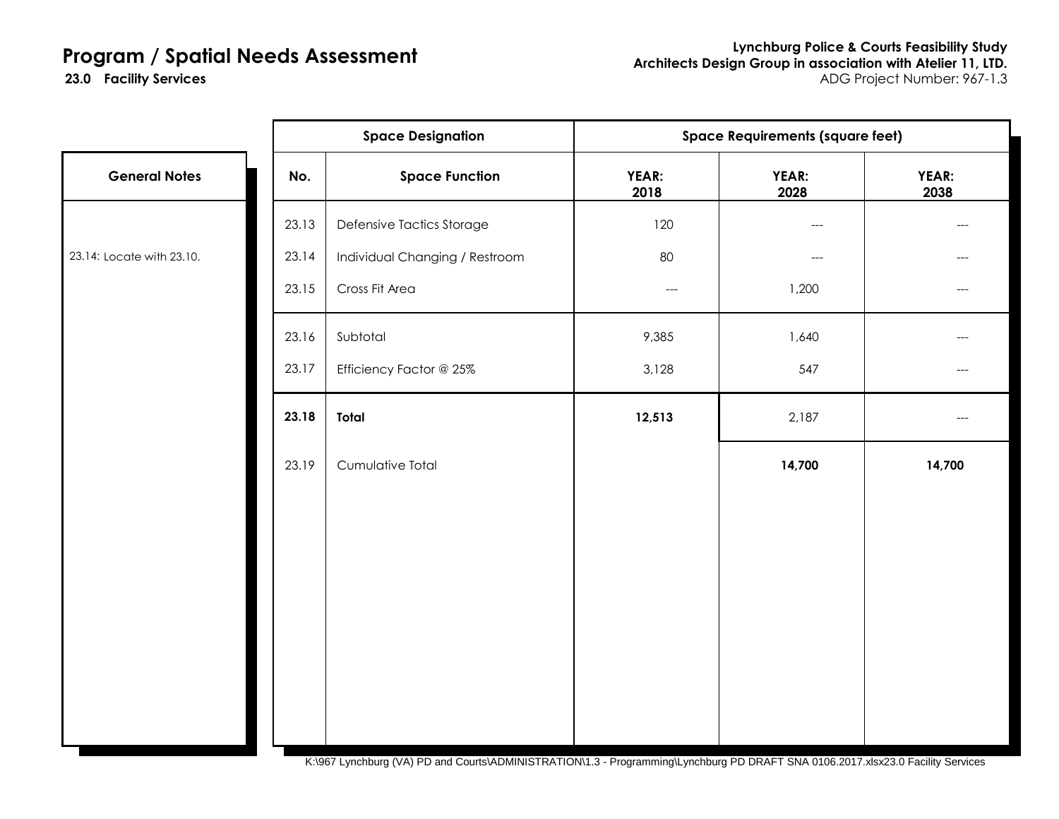# Program / Spatial Needs Assessment

**23.0 Facility Services**

**Lynchburg Police & Courts Feasibility Study**
**Architects Design Group in association with Atelier 11, LTD.**
ADG Project Number: 967-1.3

| General Notes | No. | Space Function | YEAR: 2018 | YEAR: 2028 | YEAR: 2038 |
|---|---|---|---|---|---|
| | 23.13 | Defensive Tactics Storage | 120 | --- | --- |
| 23.14: Locate with 23.10. | 23.14 | Individual Changing / Restroom | 80 | --- | --- |
| | 23.15 | Cross Fit Area | --- | 1,200 | --- |
| | 23.16 | Subtotal | 9,385 | 1,640 | --- |
| | 23.17 | Efficiency Factor @ 25% | 3,128 | 547 | --- |
| | **23.18** | **Total** | **12,513** | 2,187 | --- |
| | 23.19 | Cumulative Total | | **14,700** | **14,700** |

K:\967 Lynchburg (VA) PD and Courts\ADMINISTRATION\1.3 - Programming\Lynchburg PD DRAFT SNA 0106.2017.xlsx23.0 Facility Services